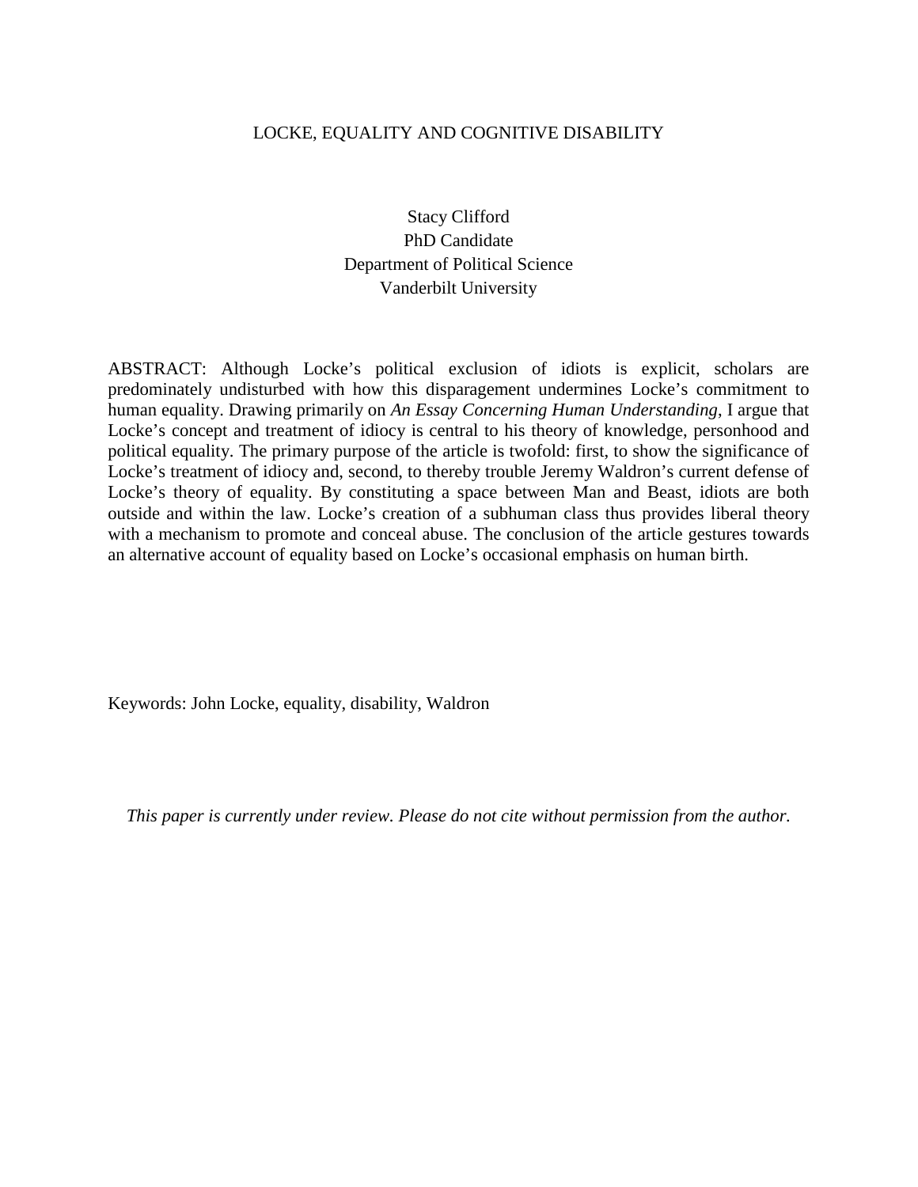# LOCKE, EQUALITY AND COGNITIVE DISABILITY

Stacy Clifford
PhD Candidate
Department of Political Science
Vanderbilt University

ABSTRACT: Although Locke's political exclusion of idiots is explicit, scholars are predominately undisturbed with how this disparagement undermines Locke's commitment to human equality. Drawing primarily on *An Essay Concerning Human Understanding*, I argue that Locke's concept and treatment of idiocy is central to his theory of knowledge, personhood and political equality. The primary purpose of the article is twofold: first, to show the significance of Locke's treatment of idiocy and, second, to thereby trouble Jeremy Waldron's current defense of Locke's theory of equality. By constituting a space between Man and Beast, idiots are both outside and within the law. Locke's creation of a subhuman class thus provides liberal theory with a mechanism to promote and conceal abuse. The conclusion of the article gestures towards an alternative account of equality based on Locke's occasional emphasis on human birth.

Keywords: John Locke, equality, disability, Waldron

*This paper is currently under review. Please do not cite without permission from the author.*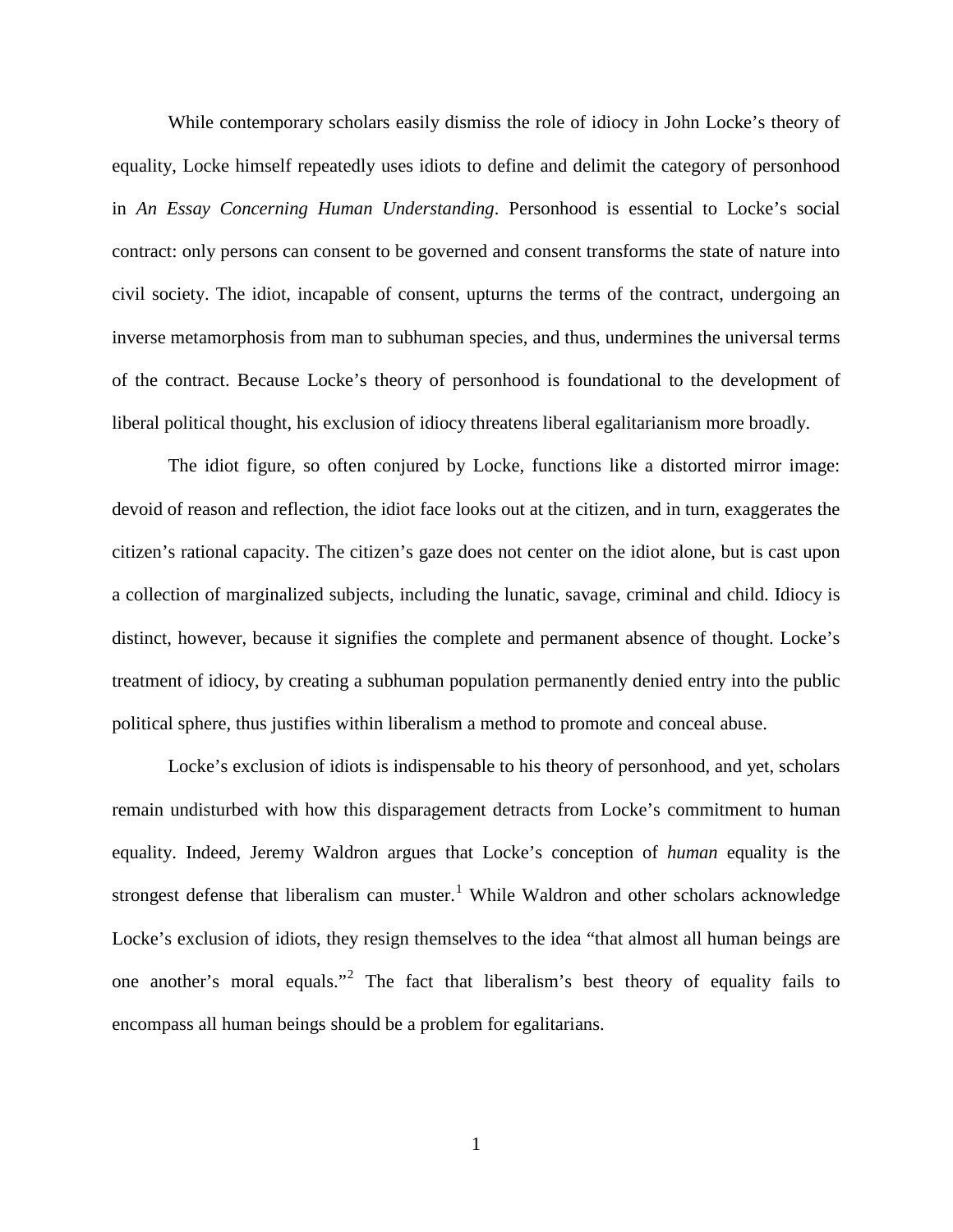While contemporary scholars easily dismiss the role of idiocy in John Locke's theory of equality, Locke himself repeatedly uses idiots to define and delimit the category of personhood in *An Essay Concerning Human Understanding*. Personhood is essential to Locke's social contract: only persons can consent to be governed and consent transforms the state of nature into civil society. The idiot, incapable of consent, upturns the terms of the contract, undergoing an inverse metamorphosis from man to subhuman species, and thus, undermines the universal terms of the contract. Because Locke's theory of personhood is foundational to the development of liberal political thought, his exclusion of idiocy threatens liberal egalitarianism more broadly.

The idiot figure, so often conjured by Locke, functions like a distorted mirror image: devoid of reason and reflection, the idiot face looks out at the citizen, and in turn, exaggerates the citizen's rational capacity. The citizen's gaze does not center on the idiot alone, but is cast upon a collection of marginalized subjects, including the lunatic, savage, criminal and child. Idiocy is distinct, however, because it signifies the complete and permanent absence of thought. Locke's treatment of idiocy, by creating a subhuman population permanently denied entry into the public political sphere, thus justifies within liberalism a method to promote and conceal abuse.

Locke's exclusion of idiots is indispensable to his theory of personhood, and yet, scholars remain undisturbed with how this disparagement detracts from Locke's commitment to human equality. Indeed, Jeremy Waldron argues that Locke's conception of *human* equality is the strongest defense that liberalism can muster.[1] While Waldron and other scholars acknowledge Locke's exclusion of idiots, they resign themselves to the idea "that almost all human beings are one another's moral equals."[2] The fact that liberalism's best theory of equality fails to encompass all human beings should be a problem for egalitarians.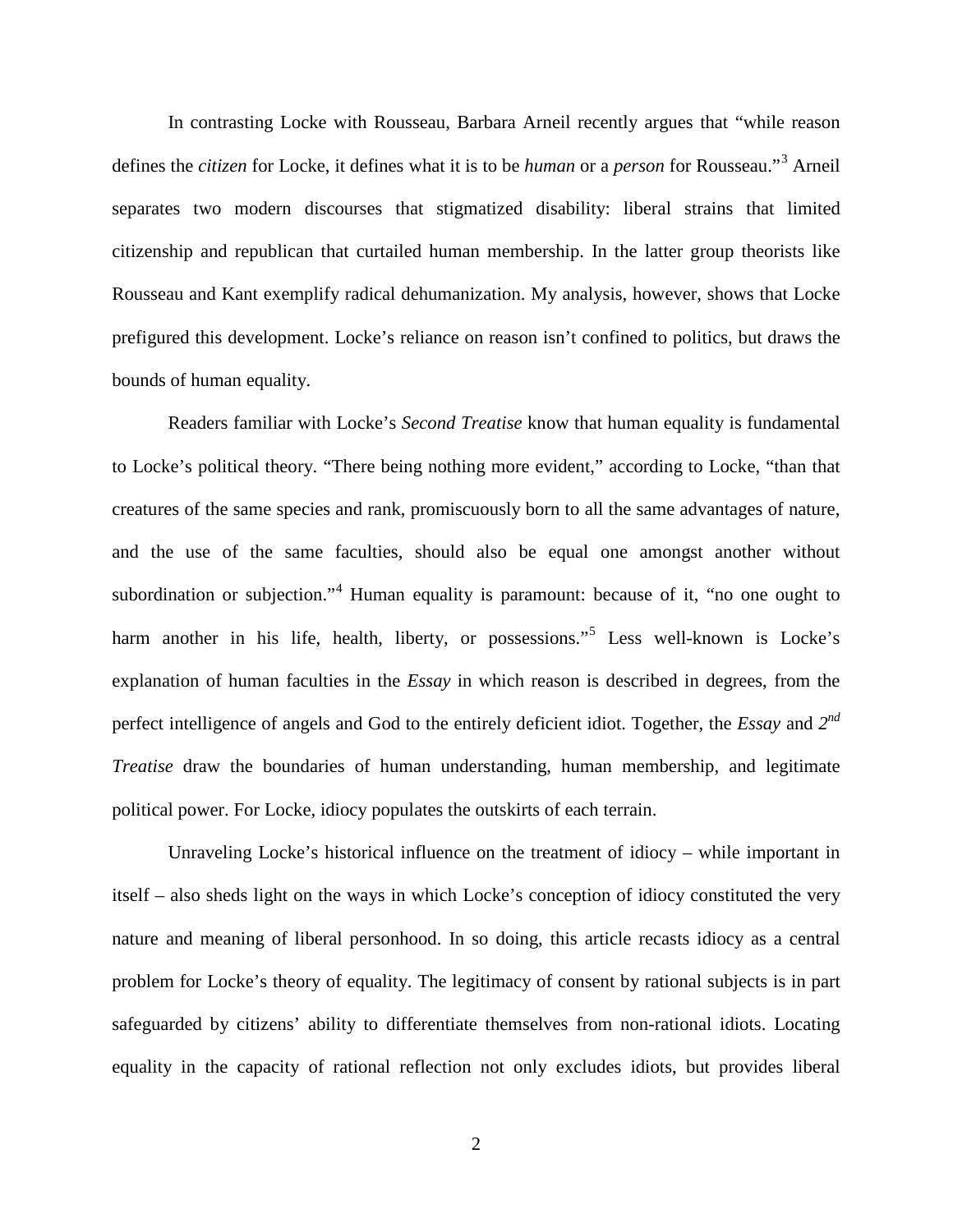In contrasting Locke with Rousseau, Barbara Arneil recently argues that "while reason defines the *citizen* for Locke, it defines what it is to be *human* or a *person* for Rousseau."[3] Arneil separates two modern discourses that stigmatized disability: liberal strains that limited citizenship and republican that curtailed human membership. In the latter group theorists like Rousseau and Kant exemplify radical dehumanization. My analysis, however, shows that Locke prefigured this development. Locke's reliance on reason isn't confined to politics, but draws the bounds of human equality.

Readers familiar with Locke's *Second Treatise* know that human equality is fundamental to Locke's political theory. "There being nothing more evident," according to Locke, "than that creatures of the same species and rank, promiscuously born to all the same advantages of nature, and the use of the same faculties, should also be equal one amongst another without subordination or subjection."[4] Human equality is paramount: because of it, "no one ought to harm another in his life, health, liberty, or possessions."[5] Less well-known is Locke's explanation of human faculties in the *Essay* in which reason is described in degrees, from the perfect intelligence of angels and God to the entirely deficient idiot. Together, the *Essay* and *2nd Treatise* draw the boundaries of human understanding, human membership, and legitimate political power. For Locke, idiocy populates the outskirts of each terrain.

Unraveling Locke's historical influence on the treatment of idiocy – while important in itself – also sheds light on the ways in which Locke's conception of idiocy constituted the very nature and meaning of liberal personhood. In so doing, this article recasts idiocy as a central problem for Locke's theory of equality. The legitimacy of consent by rational subjects is in part safeguarded by citizens' ability to differentiate themselves from non-rational idiots. Locating equality in the capacity of rational reflection not only excludes idiots, but provides liberal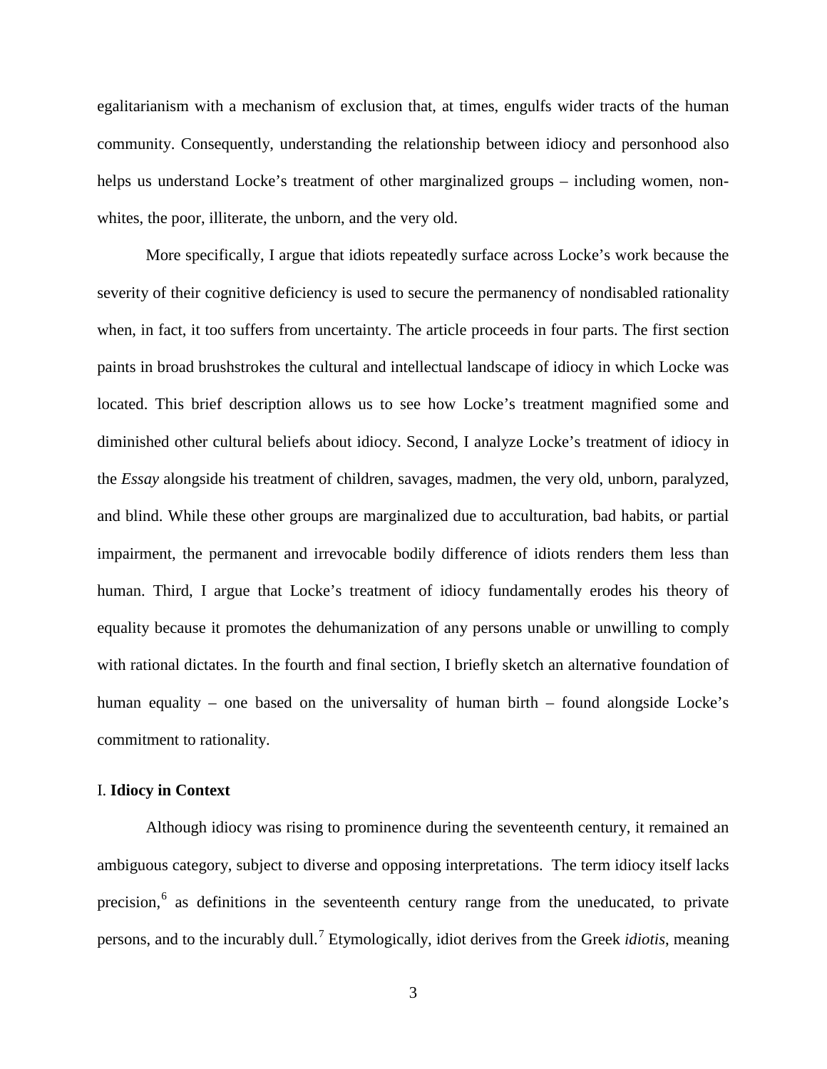egalitarianism with a mechanism of exclusion that, at times, engulfs wider tracts of the human community. Consequently, understanding the relationship between idiocy and personhood also helps us understand Locke's treatment of other marginalized groups – including women, non-whites, the poor, illiterate, the unborn, and the very old.

More specifically, I argue that idiots repeatedly surface across Locke's work because the severity of their cognitive deficiency is used to secure the permanency of nondisabled rationality when, in fact, it too suffers from uncertainty. The article proceeds in four parts. The first section paints in broad brushstrokes the cultural and intellectual landscape of idiocy in which Locke was located. This brief description allows us to see how Locke's treatment magnified some and diminished other cultural beliefs about idiocy. Second, I analyze Locke's treatment of idiocy in the *Essay* alongside his treatment of children, savages, madmen, the very old, unborn, paralyzed, and blind. While these other groups are marginalized due to acculturation, bad habits, or partial impairment, the permanent and irrevocable bodily difference of idiots renders them less than human. Third, I argue that Locke's treatment of idiocy fundamentally erodes his theory of equality because it promotes the dehumanization of any persons unable or unwilling to comply with rational dictates. In the fourth and final section, I briefly sketch an alternative foundation of human equality – one based on the universality of human birth – found alongside Locke's commitment to rationality.

## I. Idiocy in Context

Although idiocy was rising to prominence during the seventeenth century, it remained an ambiguous category, subject to diverse and opposing interpretations. The term idiocy itself lacks precision,[6] as definitions in the seventeenth century range from the uneducated, to private persons, and to the incurably dull.[7] Etymologically, idiot derives from the Greek *idiotis*, meaning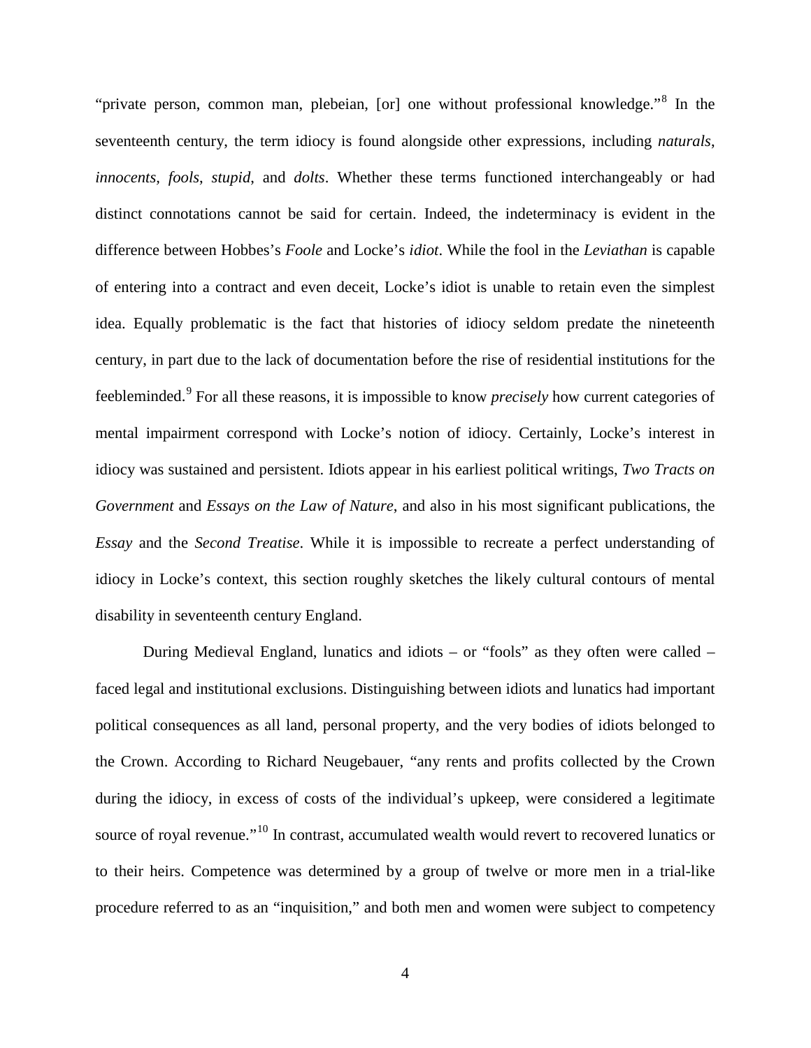"private person, common man, plebeian, [or] one without professional knowledge."[8] In the seventeenth century, the term idiocy is found alongside other expressions, including *naturals*, *innocents*, *fools*, *stupid*, and *dolts*. Whether these terms functioned interchangeably or had distinct connotations cannot be said for certain. Indeed, the indeterminacy is evident in the difference between Hobbes's *Foole* and Locke's *idiot*. While the fool in the *Leviathan* is capable of entering into a contract and even deceit, Locke's idiot is unable to retain even the simplest idea. Equally problematic is the fact that histories of idiocy seldom predate the nineteenth century, in part due to the lack of documentation before the rise of residential institutions for the feebleminded.[9] For all these reasons, it is impossible to know *precisely* how current categories of mental impairment correspond with Locke's notion of idiocy. Certainly, Locke's interest in idiocy was sustained and persistent. Idiots appear in his earliest political writings, *Two Tracts on Government* and *Essays on the Law of Nature*, and also in his most significant publications, the *Essay* and the *Second Treatise*. While it is impossible to recreate a perfect understanding of idiocy in Locke's context, this section roughly sketches the likely cultural contours of mental disability in seventeenth century England.

During Medieval England, lunatics and idiots – or "fools" as they often were called – faced legal and institutional exclusions. Distinguishing between idiots and lunatics had important political consequences as all land, personal property, and the very bodies of idiots belonged to the Crown. According to Richard Neugebauer, "any rents and profits collected by the Crown during the idiocy, in excess of costs of the individual's upkeep, were considered a legitimate source of royal revenue."[10] In contrast, accumulated wealth would revert to recovered lunatics or to their heirs. Competence was determined by a group of twelve or more men in a trial-like procedure referred to as an "inquisition," and both men and women were subject to competency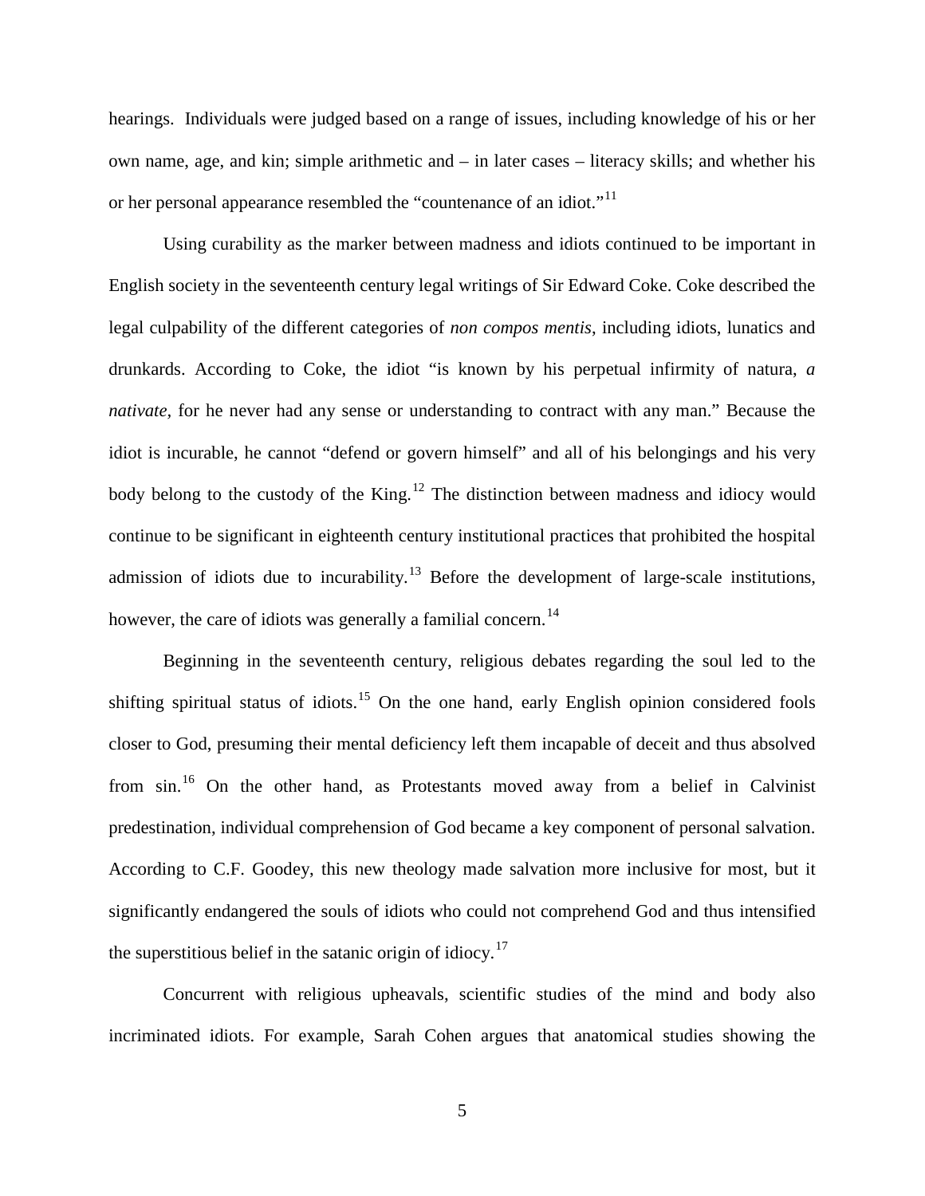hearings. Individuals were judged based on a range of issues, including knowledge of his or her own name, age, and kin; simple arithmetic and – in later cases – literacy skills; and whether his or her personal appearance resembled the "countenance of an idiot."[11]

Using curability as the marker between madness and idiots continued to be important in English society in the seventeenth century legal writings of Sir Edward Coke. Coke described the legal culpability of the different categories of *non compos mentis*, including idiots, lunatics and drunkards. According to Coke, the idiot "is known by his perpetual infirmity of natura, *a nativate,* for he never had any sense or understanding to contract with any man." Because the idiot is incurable, he cannot "defend or govern himself" and all of his belongings and his very body belong to the custody of the King.[12] The distinction between madness and idiocy would continue to be significant in eighteenth century institutional practices that prohibited the hospital admission of idiots due to incurability.[13] Before the development of large-scale institutions, however, the care of idiots was generally a familial concern.[14]

Beginning in the seventeenth century, religious debates regarding the soul led to the shifting spiritual status of idiots.[15] On the one hand, early English opinion considered fools closer to God, presuming their mental deficiency left them incapable of deceit and thus absolved from sin.[16] On the other hand, as Protestants moved away from a belief in Calvinist predestination, individual comprehension of God became a key component of personal salvation. According to C.F. Goodey, this new theology made salvation more inclusive for most, but it significantly endangered the souls of idiots who could not comprehend God and thus intensified the superstitious belief in the satanic origin of idiocy.[17]

Concurrent with religious upheavals, scientific studies of the mind and body also incriminated idiots. For example, Sarah Cohen argues that anatomical studies showing the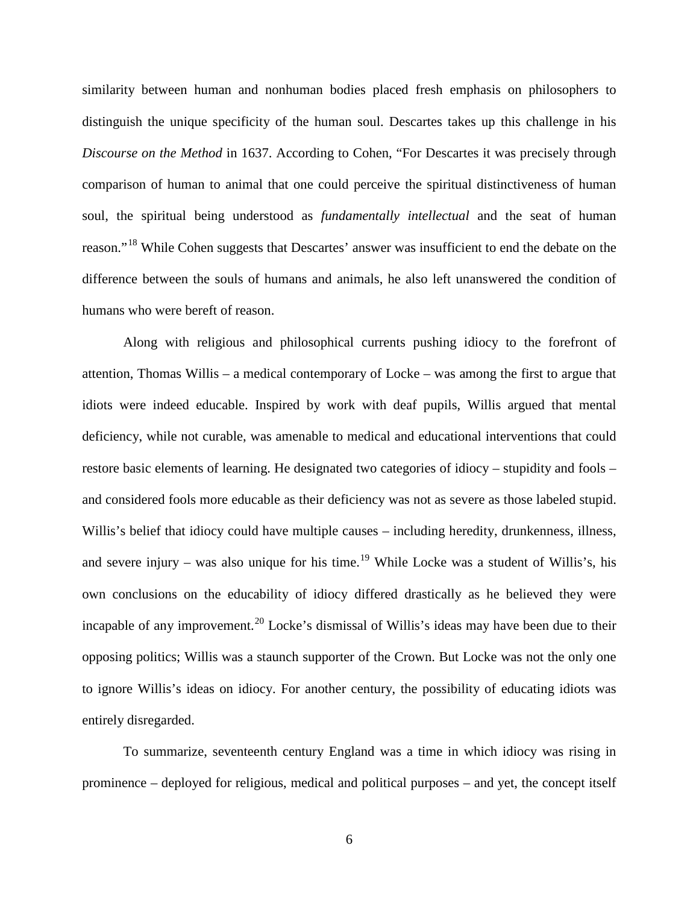similarity between human and nonhuman bodies placed fresh emphasis on philosophers to distinguish the unique specificity of the human soul. Descartes takes up this challenge in his *Discourse on the Method* in 1637. According to Cohen, "For Descartes it was precisely through comparison of human to animal that one could perceive the spiritual distinctiveness of human soul, the spiritual being understood as *fundamentally intellectual* and the seat of human reason."[18] While Cohen suggests that Descartes' answer was insufficient to end the debate on the difference between the souls of humans and animals, he also left unanswered the condition of humans who were bereft of reason.

Along with religious and philosophical currents pushing idiocy to the forefront of attention, Thomas Willis – a medical contemporary of Locke – was among the first to argue that idiots were indeed educable. Inspired by work with deaf pupils, Willis argued that mental deficiency, while not curable, was amenable to medical and educational interventions that could restore basic elements of learning. He designated two categories of idiocy – stupidity and fools – and considered fools more educable as their deficiency was not as severe as those labeled stupid. Willis's belief that idiocy could have multiple causes – including heredity, drunkenness, illness, and severe injury – was also unique for his time.[19] While Locke was a student of Willis's, his own conclusions on the educability of idiocy differed drastically as he believed they were incapable of any improvement.[20] Locke's dismissal of Willis's ideas may have been due to their opposing politics; Willis was a staunch supporter of the Crown. But Locke was not the only one to ignore Willis's ideas on idiocy. For another century, the possibility of educating idiots was entirely disregarded.

To summarize, seventeenth century England was a time in which idiocy was rising in prominence – deployed for religious, medical and political purposes – and yet, the concept itself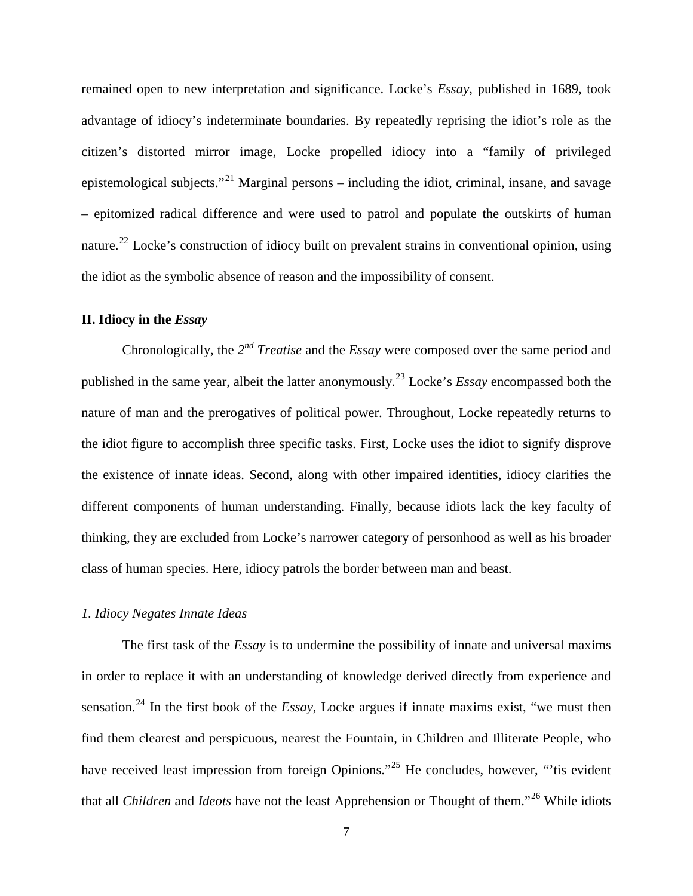remained open to new interpretation and significance. Locke's *Essay*, published in 1689, took advantage of idiocy's indeterminate boundaries. By repeatedly reprising the idiot's role as the citizen's distorted mirror image, Locke propelled idiocy into a "family of privileged epistemological subjects."[21] Marginal persons – including the idiot, criminal, insane, and savage – epitomized radical difference and were used to patrol and populate the outskirts of human nature.[22] Locke's construction of idiocy built on prevalent strains in conventional opinion, using the idiot as the symbolic absence of reason and the impossibility of consent.

## II. Idiocy in the *Essay*

Chronologically, the *2nd Treatise* and the *Essay* were composed over the same period and published in the same year, albeit the latter anonymously.[23] Locke's *Essay* encompassed both the nature of man and the prerogatives of political power. Throughout, Locke repeatedly returns to the idiot figure to accomplish three specific tasks. First, Locke uses the idiot to signify disprove the existence of innate ideas. Second, along with other impaired identities, idiocy clarifies the different components of human understanding. Finally, because idiots lack the key faculty of thinking, they are excluded from Locke's narrower category of personhood as well as his broader class of human species. Here, idiocy patrols the border between man and beast.

### *1. Idiocy Negates Innate Ideas*

The first task of the *Essay* is to undermine the possibility of innate and universal maxims in order to replace it with an understanding of knowledge derived directly from experience and sensation.[24] In the first book of the *Essay*, Locke argues if innate maxims exist, "we must then find them clearest and perspicuous, nearest the Fountain, in Children and Illiterate People, who have received least impression from foreign Opinions."[25] He concludes, however, "'tis evident that all *Children* and *Ideots* have not the least Apprehension or Thought of them."[26] While idiots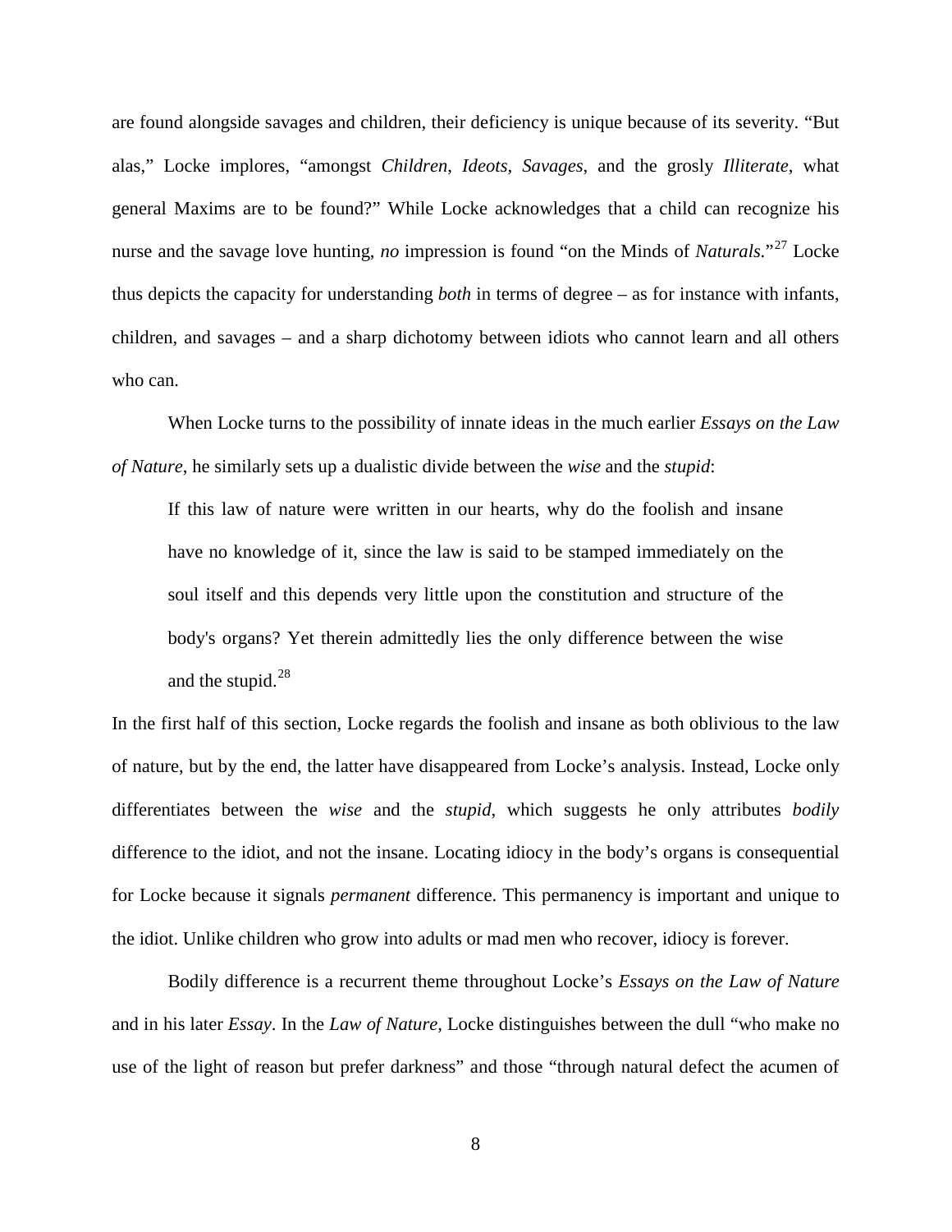are found alongside savages and children, their deficiency is unique because of its severity. "But alas," Locke implores, "amongst *Children*, *Ideots*, *Savages*, and the grosly *Illiterate*, what general Maxims are to be found?" While Locke acknowledges that a child can recognize his nurse and the savage love hunting, *no* impression is found "on the Minds of *Naturals*."[27] Locke thus depicts the capacity for understanding *both* in terms of degree – as for instance with infants, children, and savages – and a sharp dichotomy between idiots who cannot learn and all others who can.

When Locke turns to the possibility of innate ideas in the much earlier *Essays on the Law of Nature*, he similarly sets up a dualistic divide between the *wise* and the *stupid*:

> If this law of nature were written in our hearts, why do the foolish and insane have no knowledge of it, since the law is said to be stamped immediately on the soul itself and this depends very little upon the constitution and structure of the body's organs? Yet therein admittedly lies the only difference between the wise and the stupid.[28]

In the first half of this section, Locke regards the foolish and insane as both oblivious to the law of nature, but by the end, the latter have disappeared from Locke's analysis. Instead, Locke only differentiates between the *wise* and the *stupid*, which suggests he only attributes *bodily* difference to the idiot, and not the insane. Locating idiocy in the body's organs is consequential for Locke because it signals *permanent* difference. This permanency is important and unique to the idiot. Unlike children who grow into adults or mad men who recover, idiocy is forever.

Bodily difference is a recurrent theme throughout Locke's *Essays on the Law of Nature* and in his later *Essay*. In the *Law of Nature,* Locke distinguishes between the dull "who make no use of the light of reason but prefer darkness" and those "through natural defect the acumen of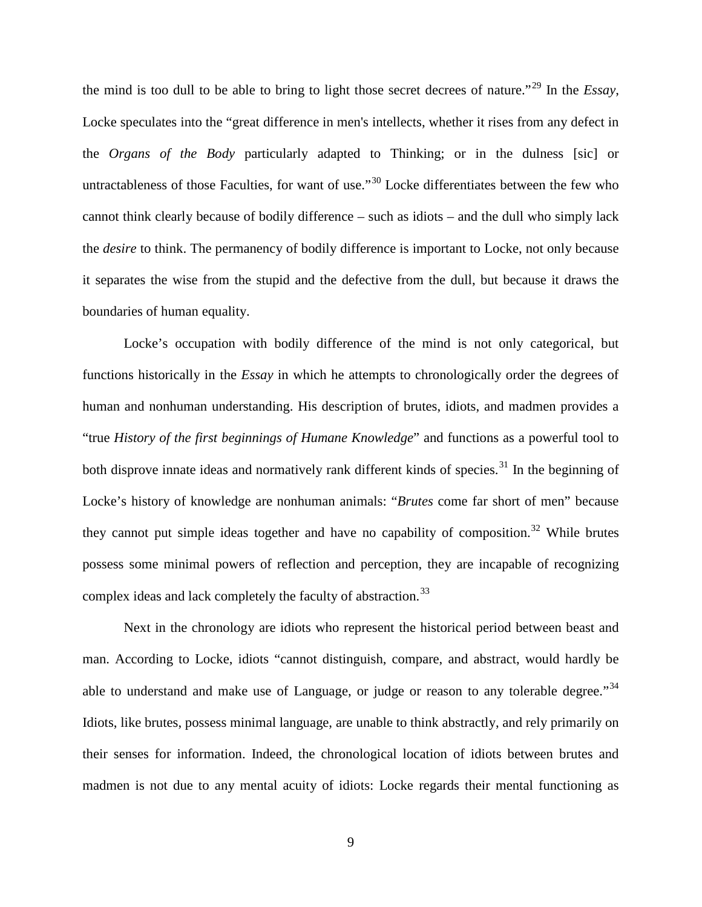the mind is too dull to be able to bring to light those secret decrees of nature."[29] In the *Essay*, Locke speculates into the "great difference in men's intellects, whether it rises from any defect in the *Organs of the Body* particularly adapted to Thinking; or in the dulness [sic] or untractableness of those Faculties, for want of use."[30] Locke differentiates between the few who cannot think clearly because of bodily difference – such as idiots – and the dull who simply lack the *desire* to think. The permanency of bodily difference is important to Locke, not only because it separates the wise from the stupid and the defective from the dull, but because it draws the boundaries of human equality.

Locke's occupation with bodily difference of the mind is not only categorical, but functions historically in the *Essay* in which he attempts to chronologically order the degrees of human and nonhuman understanding. His description of brutes, idiots, and madmen provides a "true *History of the first beginnings of Humane Knowledge*" and functions as a powerful tool to both disprove innate ideas and normatively rank different kinds of species.[31] In the beginning of Locke's history of knowledge are nonhuman animals: "*Brutes* come far short of men" because they cannot put simple ideas together and have no capability of composition.[32] While brutes possess some minimal powers of reflection and perception, they are incapable of recognizing complex ideas and lack completely the faculty of abstraction.[33]

Next in the chronology are idiots who represent the historical period between beast and man. According to Locke, idiots "cannot distinguish, compare, and abstract, would hardly be able to understand and make use of Language, or judge or reason to any tolerable degree."[34] Idiots, like brutes, possess minimal language, are unable to think abstractly, and rely primarily on their senses for information. Indeed, the chronological location of idiots between brutes and madmen is not due to any mental acuity of idiots: Locke regards their mental functioning as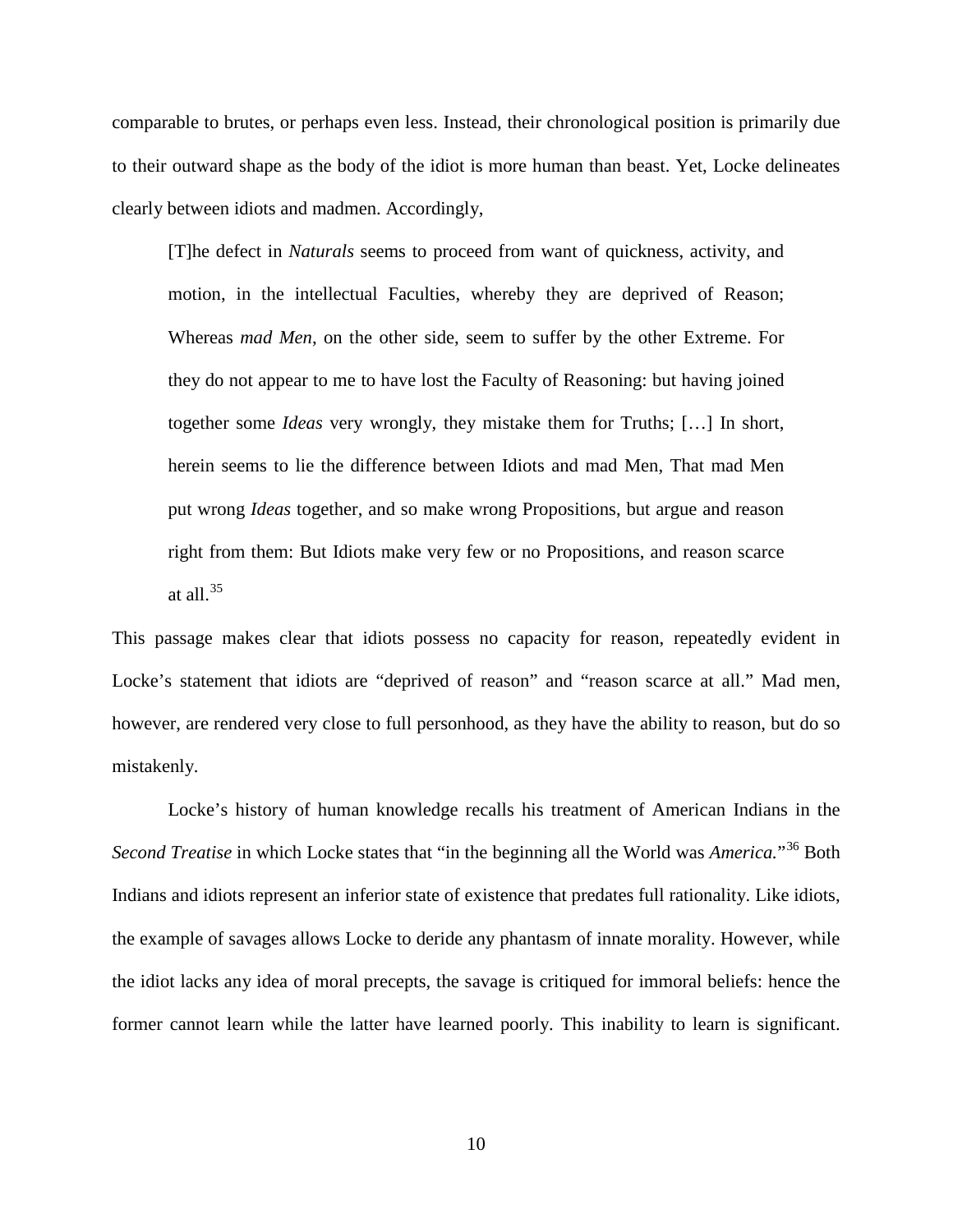comparable to brutes, or perhaps even less. Instead, their chronological position is primarily due to their outward shape as the body of the idiot is more human than beast. Yet, Locke delineates clearly between idiots and madmen. Accordingly,

> [T]he defect in *Naturals* seems to proceed from want of quickness, activity, and motion, in the intellectual Faculties, whereby they are deprived of Reason; Whereas *mad Men*, on the other side, seem to suffer by the other Extreme. For they do not appear to me to have lost the Faculty of Reasoning: but having joined together some *Ideas* very wrongly, they mistake them for Truths; […] In short, herein seems to lie the difference between Idiots and mad Men, That mad Men put wrong *Ideas* together, and so make wrong Propositions, but argue and reason right from them: But Idiots make very few or no Propositions, and reason scarce at all.[35]

This passage makes clear that idiots possess no capacity for reason, repeatedly evident in Locke's statement that idiots are "deprived of reason" and "reason scarce at all." Mad men, however, are rendered very close to full personhood, as they have the ability to reason, but do so mistakenly.

Locke's history of human knowledge recalls his treatment of American Indians in the *Second Treatise* in which Locke states that "in the beginning all the World was *America.*"[36] Both Indians and idiots represent an inferior state of existence that predates full rationality. Like idiots, the example of savages allows Locke to deride any phantasm of innate morality. However, while the idiot lacks any idea of moral precepts, the savage is critiqued for immoral beliefs: hence the former cannot learn while the latter have learned poorly. This inability to learn is significant.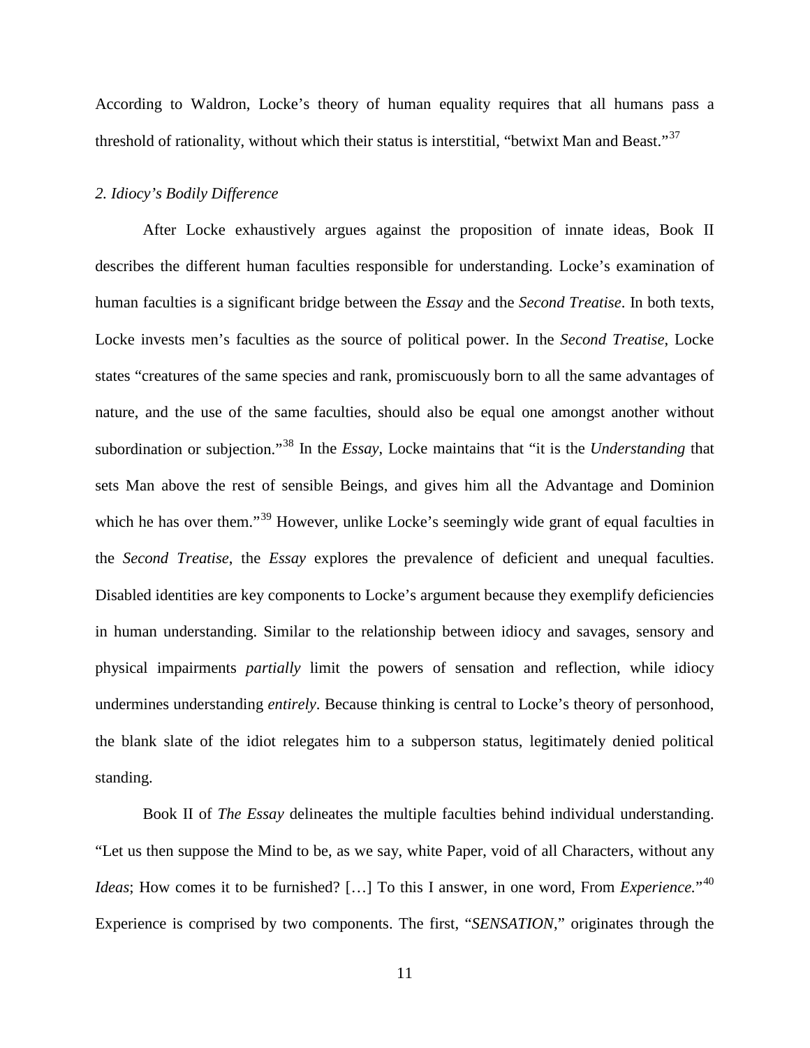According to Waldron, Locke's theory of human equality requires that all humans pass a threshold of rationality, without which their status is interstitial, "betwixt Man and Beast."[37]

*2. Idiocy's Bodily Difference*

After Locke exhaustively argues against the proposition of innate ideas, Book II describes the different human faculties responsible for understanding. Locke's examination of human faculties is a significant bridge between the *Essay* and the *Second Treatise*. In both texts, Locke invests men's faculties as the source of political power. In the *Second Treatise*, Locke states "creatures of the same species and rank, promiscuously born to all the same advantages of nature, and the use of the same faculties, should also be equal one amongst another without subordination or subjection."[38] In the *Essay*, Locke maintains that "it is the *Understanding* that sets Man above the rest of sensible Beings, and gives him all the Advantage and Dominion which he has over them."[39] However, unlike Locke's seemingly wide grant of equal faculties in the *Second Treatise*, the *Essay* explores the prevalence of deficient and unequal faculties. Disabled identities are key components to Locke's argument because they exemplify deficiencies in human understanding. Similar to the relationship between idiocy and savages, sensory and physical impairments *partially* limit the powers of sensation and reflection, while idiocy undermines understanding *entirely*. Because thinking is central to Locke's theory of personhood, the blank slate of the idiot relegates him to a subperson status, legitimately denied political standing.

Book II of *The Essay* delineates the multiple faculties behind individual understanding. "Let us then suppose the Mind to be, as we say, white Paper, void of all Characters, without any *Ideas*; How comes it to be furnished? […] To this I answer, in one word, From *Experience.*"[40] Experience is comprised by two components. The first, "*SENSATION*," originates through the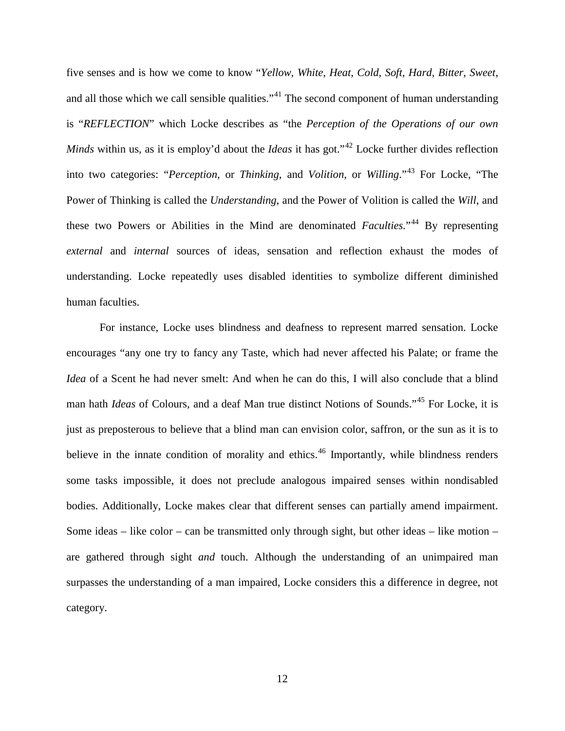five senses and is how we come to know "*Yellow*, *White*, *Heat*, *Cold*, *Soft*, *Hard*, *Bitter*, *Sweet*, and all those which we call sensible qualities."[41] The second component of human understanding is "*REFLECTION*" which Locke describes as "the *Perception of the Operations of our own Minds* within us, as it is employ'd about the *Ideas* it has got."[42] Locke further divides reflection into two categories: "*Perception*, or *Thinking*, and *Volition*, or *Willing*."[43] For Locke, "The Power of Thinking is called the *Understanding*, and the Power of Volition is called the *Will*, and these two Powers or Abilities in the Mind are denominated *Faculties*."[44] By representing *external* and *internal* sources of ideas, sensation and reflection exhaust the modes of understanding. Locke repeatedly uses disabled identities to symbolize different diminished human faculties.

For instance, Locke uses blindness and deafness to represent marred sensation. Locke encourages "any one try to fancy any Taste, which had never affected his Palate; or frame the *Idea* of a Scent he had never smelt: And when he can do this, I will also conclude that a blind man hath *Ideas* of Colours, and a deaf Man true distinct Notions of Sounds."[45] For Locke, it is just as preposterous to believe that a blind man can envision color, saffron, or the sun as it is to believe in the innate condition of morality and ethics.[46] Importantly, while blindness renders some tasks impossible, it does not preclude analogous impaired senses within nondisabled bodies. Additionally, Locke makes clear that different senses can partially amend impairment. Some ideas – like color – can be transmitted only through sight, but other ideas – like motion – are gathered through sight *and* touch. Although the understanding of an unimpaired man surpasses the understanding of a man impaired, Locke considers this a difference in degree, not category.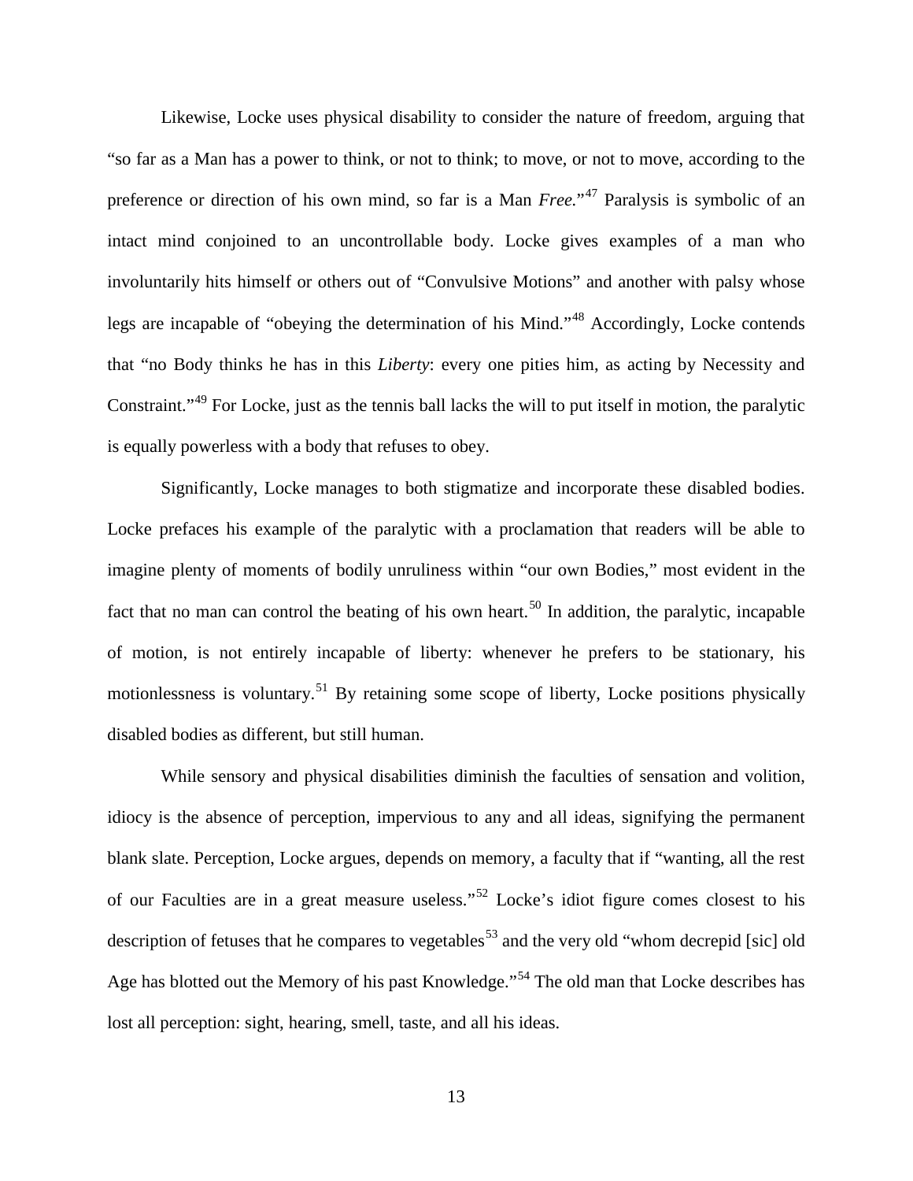Likewise, Locke uses physical disability to consider the nature of freedom, arguing that "so far as a Man has a power to think, or not to think; to move, or not to move, according to the preference or direction of his own mind, so far is a Man *Free.*"[47] Paralysis is symbolic of an intact mind conjoined to an uncontrollable body. Locke gives examples of a man who involuntarily hits himself or others out of "Convulsive Motions" and another with palsy whose legs are incapable of "obeying the determination of his Mind."[48] Accordingly, Locke contends that "no Body thinks he has in this *Liberty*: every one pities him, as acting by Necessity and Constraint."[49] For Locke, just as the tennis ball lacks the will to put itself in motion, the paralytic is equally powerless with a body that refuses to obey.

Significantly, Locke manages to both stigmatize and incorporate these disabled bodies. Locke prefaces his example of the paralytic with a proclamation that readers will be able to imagine plenty of moments of bodily unruliness within "our own Bodies," most evident in the fact that no man can control the beating of his own heart.[50] In addition, the paralytic, incapable of motion, is not entirely incapable of liberty: whenever he prefers to be stationary, his motionlessness is voluntary.[51] By retaining some scope of liberty, Locke positions physically disabled bodies as different, but still human.

While sensory and physical disabilities diminish the faculties of sensation and volition, idiocy is the absence of perception, impervious to any and all ideas, signifying the permanent blank slate. Perception, Locke argues, depends on memory, a faculty that if "wanting, all the rest of our Faculties are in a great measure useless."[52] Locke's idiot figure comes closest to his description of fetuses that he compares to vegetables[53] and the very old "whom decrepid [sic] old Age has blotted out the Memory of his past Knowledge."[54] The old man that Locke describes has lost all perception: sight, hearing, smell, taste, and all his ideas.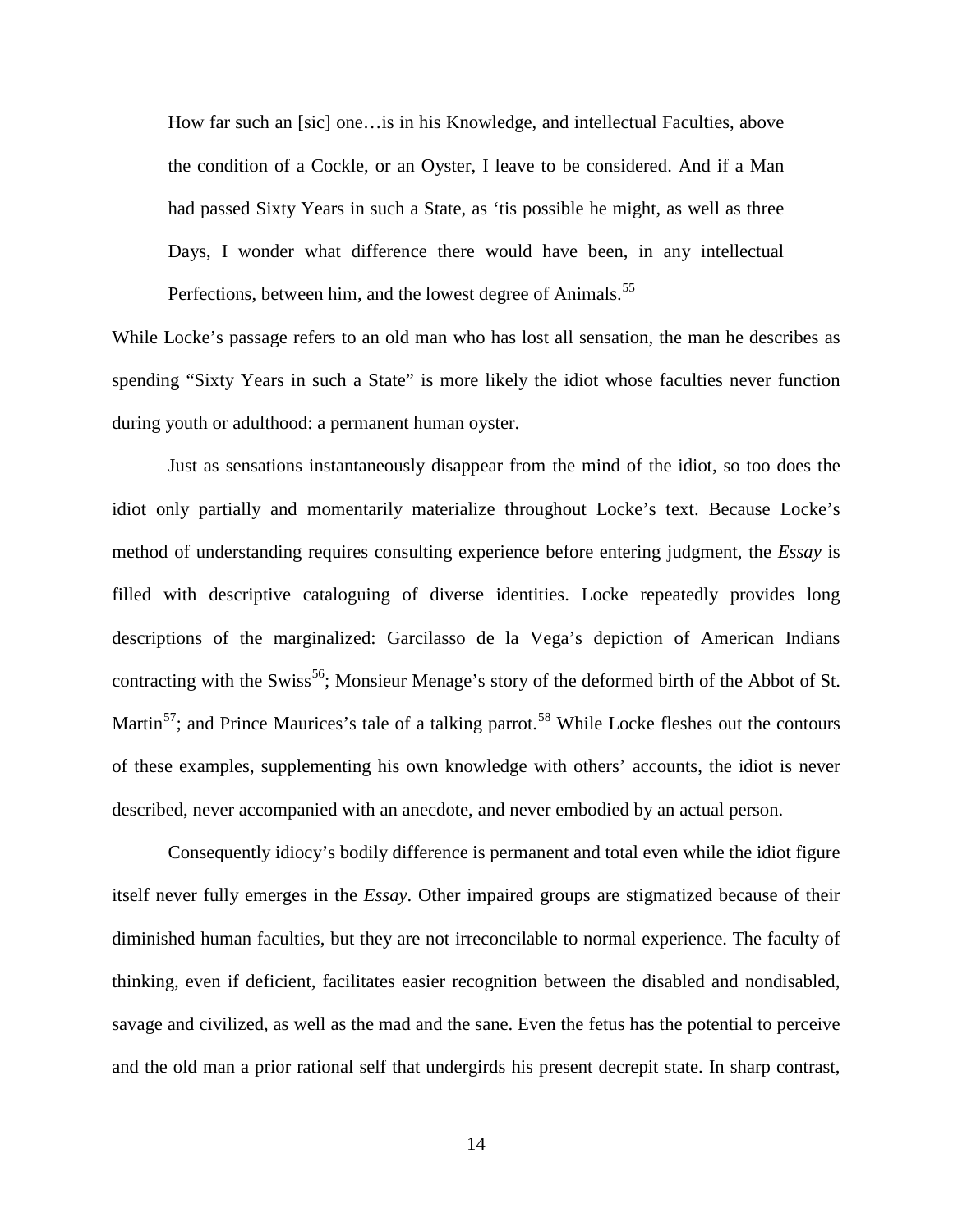> How far such an [sic] one…is in his Knowledge, and intellectual Faculties, above the condition of a Cockle, or an Oyster, I leave to be considered. And if a Man had passed Sixty Years in such a State, as 'tis possible he might, as well as three Days, I wonder what difference there would have been, in any intellectual Perfections, between him, and the lowest degree of Animals.[55]

While Locke's passage refers to an old man who has lost all sensation, the man he describes as spending "Sixty Years in such a State" is more likely the idiot whose faculties never function during youth or adulthood: a permanent human oyster.

Just as sensations instantaneously disappear from the mind of the idiot, so too does the idiot only partially and momentarily materialize throughout Locke's text. Because Locke's method of understanding requires consulting experience before entering judgment, the *Essay* is filled with descriptive cataloguing of diverse identities. Locke repeatedly provides long descriptions of the marginalized: Garcilasso de la Vega's depiction of American Indians contracting with the Swiss[56]; Monsieur Menage's story of the deformed birth of the Abbot of St. Martin[57]; and Prince Maurices's tale of a talking parrot.[58] While Locke fleshes out the contours of these examples, supplementing his own knowledge with others' accounts, the idiot is never described, never accompanied with an anecdote, and never embodied by an actual person.

Consequently idiocy's bodily difference is permanent and total even while the idiot figure itself never fully emerges in the *Essay*. Other impaired groups are stigmatized because of their diminished human faculties, but they are not irreconcilable to normal experience. The faculty of thinking, even if deficient, facilitates easier recognition between the disabled and nondisabled, savage and civilized, as well as the mad and the sane. Even the fetus has the potential to perceive and the old man a prior rational self that undergirds his present decrepit state. In sharp contrast,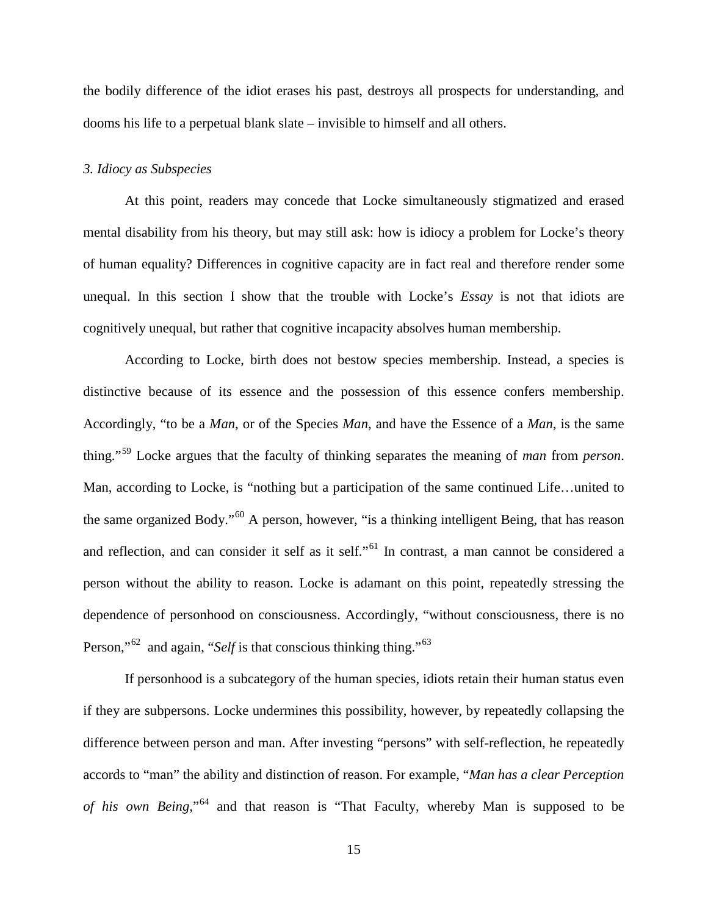the bodily difference of the idiot erases his past, destroys all prospects for understanding, and dooms his life to a perpetual blank slate – invisible to himself and all others.

### *3. Idiocy as Subspecies*

At this point, readers may concede that Locke simultaneously stigmatized and erased mental disability from his theory, but may still ask: how is idiocy a problem for Locke's theory of human equality? Differences in cognitive capacity are in fact real and therefore render some unequal. In this section I show that the trouble with Locke's *Essay* is not that idiots are cognitively unequal, but rather that cognitive incapacity absolves human membership.

According to Locke, birth does not bestow species membership. Instead, a species is distinctive because of its essence and the possession of this essence confers membership. Accordingly, "to be a *Man*, or of the Species *Man*, and have the Essence of a *Man*, is the same thing."[59] Locke argues that the faculty of thinking separates the meaning of *man* from *person*. Man, according to Locke, is "nothing but a participation of the same continued Life…united to the same organized Body."[60] A person, however, "is a thinking intelligent Being, that has reason and reflection, and can consider it self as it self."[61] In contrast, a man cannot be considered a person without the ability to reason. Locke is adamant on this point, repeatedly stressing the dependence of personhood on consciousness. Accordingly, "without consciousness, there is no Person,"[62] and again, "*Self* is that conscious thinking thing."[63]

If personhood is a subcategory of the human species, idiots retain their human status even if they are subpersons. Locke undermines this possibility, however, by repeatedly collapsing the difference between person and man. After investing "persons" with self-reflection, he repeatedly accords to "man" the ability and distinction of reason. For example, "*Man has a clear Perception of his own Being*,"[64] and that reason is "That Faculty, whereby Man is supposed to be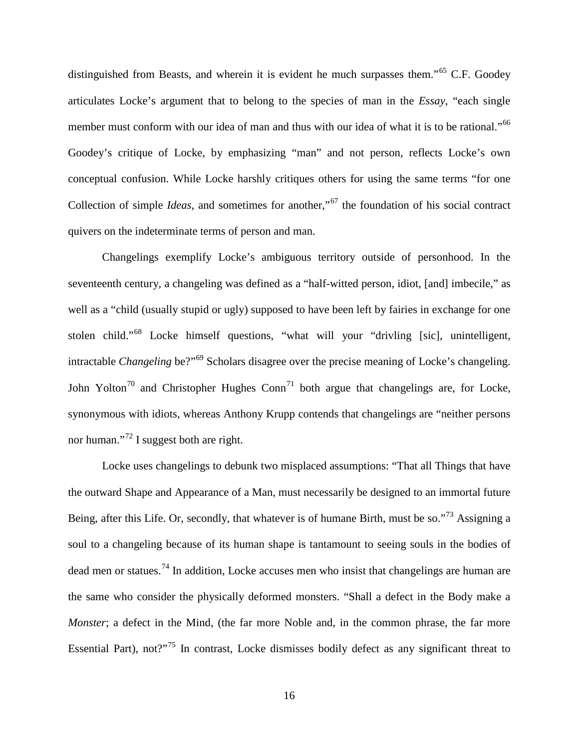distinguished from Beasts, and wherein it is evident he much surpasses them."[65] C.F. Goodey articulates Locke's argument that to belong to the species of man in the *Essay*, "each single member must conform with our idea of man and thus with our idea of what it is to be rational."[66] Goodey's critique of Locke, by emphasizing "man" and not person, reflects Locke's own conceptual confusion. While Locke harshly critiques others for using the same terms "for one Collection of simple *Ideas*, and sometimes for another,"[67] the foundation of his social contract quivers on the indeterminate terms of person and man.

Changelings exemplify Locke's ambiguous territory outside of personhood. In the seventeenth century, a changeling was defined as a "half-witted person, idiot, [and] imbecile," as well as a "child (usually stupid or ugly) supposed to have been left by fairies in exchange for one stolen child."[68] Locke himself questions, "what will your "drivling [sic], unintelligent, intractable *Changeling* be?"[69] Scholars disagree over the precise meaning of Locke's changeling. John Yolton[70] and Christopher Hughes Conn[71] both argue that changelings are, for Locke, synonymous with idiots, whereas Anthony Krupp contends that changelings are "neither persons nor human."[72] I suggest both are right.

Locke uses changelings to debunk two misplaced assumptions: "That all Things that have the outward Shape and Appearance of a Man, must necessarily be designed to an immortal future Being, after this Life. Or, secondly, that whatever is of humane Birth, must be so."[73] Assigning a soul to a changeling because of its human shape is tantamount to seeing souls in the bodies of dead men or statues.[74] In addition, Locke accuses men who insist that changelings are human are the same who consider the physically deformed monsters. "Shall a defect in the Body make a *Monster*; a defect in the Mind, (the far more Noble and, in the common phrase, the far more Essential Part), not?"[75] In contrast, Locke dismisses bodily defect as any significant threat to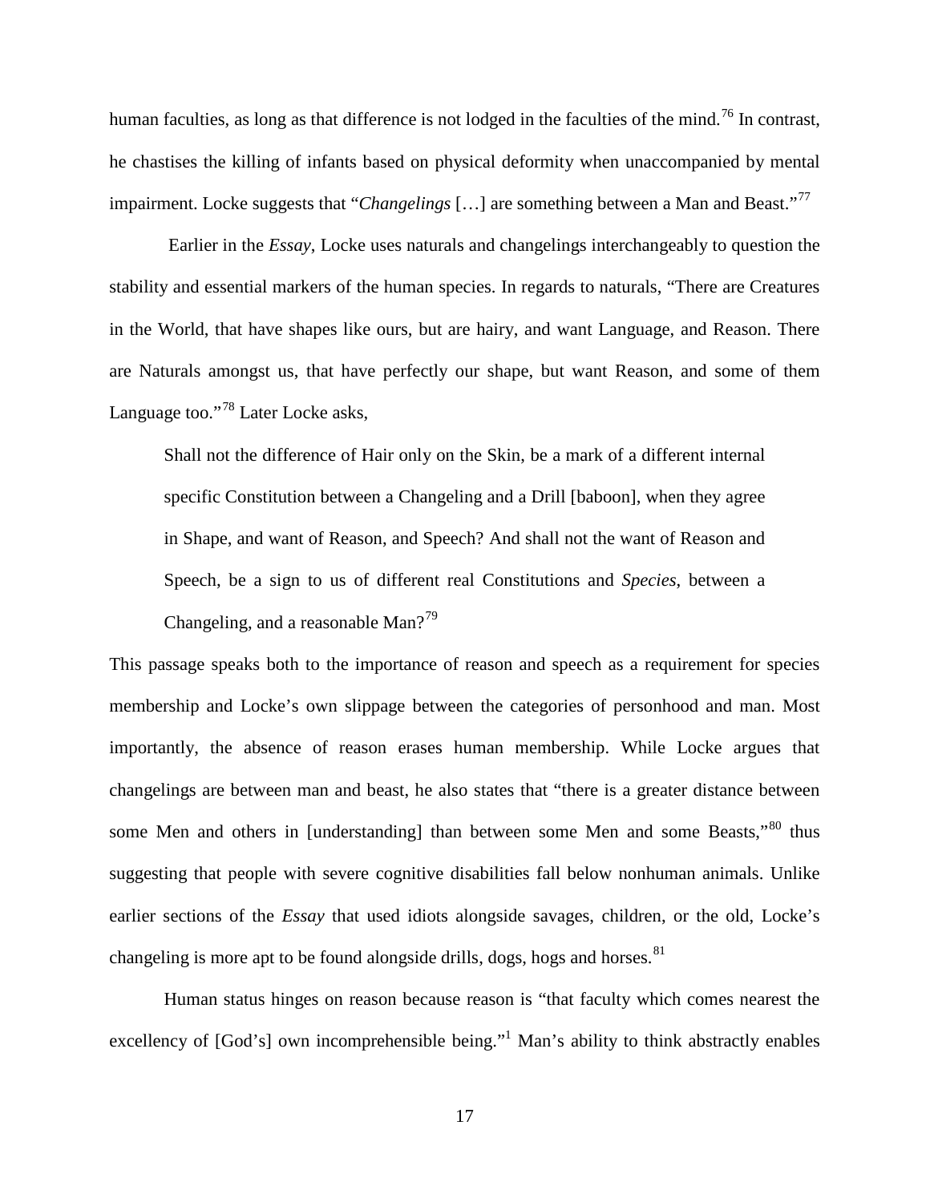human faculties, as long as that difference is not lodged in the faculties of the mind.[76] In contrast, he chastises the killing of infants based on physical deformity when unaccompanied by mental impairment. Locke suggests that "*Changelings* […] are something between a Man and Beast."[77]

Earlier in the *Essay*, Locke uses naturals and changelings interchangeably to question the stability and essential markers of the human species. In regards to naturals, "There are Creatures in the World, that have shapes like ours, but are hairy, and want Language, and Reason. There are Naturals amongst us, that have perfectly our shape, but want Reason, and some of them Language too."[78] Later Locke asks,

> Shall not the difference of Hair only on the Skin, be a mark of a different internal specific Constitution between a Changeling and a Drill [baboon], when they agree in Shape, and want of Reason, and Speech? And shall not the want of Reason and Speech, be a sign to us of different real Constitutions and *Species*, between a Changeling, and a reasonable Man?[79]

This passage speaks both to the importance of reason and speech as a requirement for species membership and Locke's own slippage between the categories of personhood and man. Most importantly, the absence of reason erases human membership. While Locke argues that changelings are between man and beast, he also states that "there is a greater distance between some Men and others in [understanding] than between some Men and some Beasts,"[80] thus suggesting that people with severe cognitive disabilities fall below nonhuman animals. Unlike earlier sections of the *Essay* that used idiots alongside savages, children, or the old, Locke's changeling is more apt to be found alongside drills, dogs, hogs and horses.[81]

Human status hinges on reason because reason is "that faculty which comes nearest the excellency of [God's] own incomprehensible being."[1] Man's ability to think abstractly enables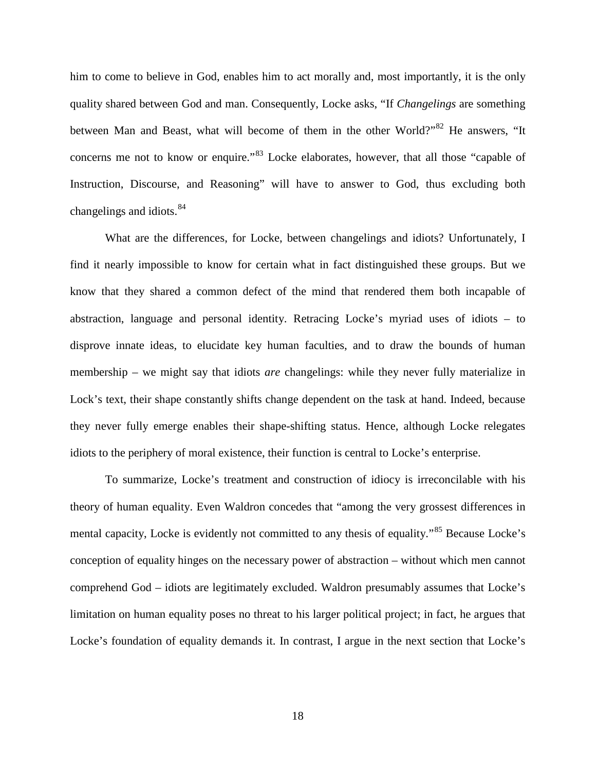him to come to believe in God, enables him to act morally and, most importantly, it is the only quality shared between God and man. Consequently, Locke asks, "If *Changelings* are something between Man and Beast, what will become of them in the other World?"[82] He answers, "It concerns me not to know or enquire."[83] Locke elaborates, however, that all those "capable of Instruction, Discourse, and Reasoning" will have to answer to God, thus excluding both changelings and idiots.[84]

What are the differences, for Locke, between changelings and idiots? Unfortunately, I find it nearly impossible to know for certain what in fact distinguished these groups. But we know that they shared a common defect of the mind that rendered them both incapable of abstraction, language and personal identity. Retracing Locke's myriad uses of idiots – to disprove innate ideas, to elucidate key human faculties, and to draw the bounds of human membership – we might say that idiots *are* changelings: while they never fully materialize in Lock's text, their shape constantly shifts change dependent on the task at hand. Indeed, because they never fully emerge enables their shape-shifting status. Hence, although Locke relegates idiots to the periphery of moral existence, their function is central to Locke's enterprise.

To summarize, Locke's treatment and construction of idiocy is irreconcilable with his theory of human equality. Even Waldron concedes that "among the very grossest differences in mental capacity, Locke is evidently not committed to any thesis of equality."[85] Because Locke's conception of equality hinges on the necessary power of abstraction – without which men cannot comprehend God – idiots are legitimately excluded. Waldron presumably assumes that Locke's limitation on human equality poses no threat to his larger political project; in fact, he argues that Locke's foundation of equality demands it. In contrast, I argue in the next section that Locke's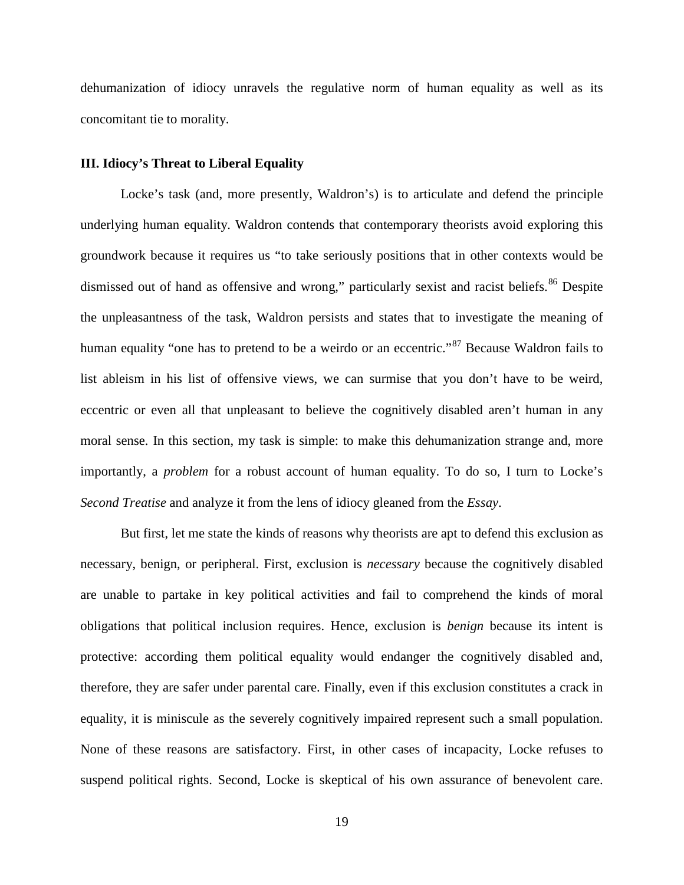dehumanization of idiocy unravels the regulative norm of human equality as well as its concomitant tie to morality.

### III. Idiocy's Threat to Liberal Equality

Locke's task (and, more presently, Waldron's) is to articulate and defend the principle underlying human equality. Waldron contends that contemporary theorists avoid exploring this groundwork because it requires us "to take seriously positions that in other contexts would be dismissed out of hand as offensive and wrong," particularly sexist and racist beliefs.[86] Despite the unpleasantness of the task, Waldron persists and states that to investigate the meaning of human equality "one has to pretend to be a weirdo or an eccentric."[87] Because Waldron fails to list ableism in his list of offensive views, we can surmise that you don't have to be weird, eccentric or even all that unpleasant to believe the cognitively disabled aren't human in any moral sense. In this section, my task is simple: to make this dehumanization strange and, more importantly, a *problem* for a robust account of human equality. To do so, I turn to Locke's *Second Treatise* and analyze it from the lens of idiocy gleaned from the *Essay*.

But first, let me state the kinds of reasons why theorists are apt to defend this exclusion as necessary, benign, or peripheral. First, exclusion is *necessary* because the cognitively disabled are unable to partake in key political activities and fail to comprehend the kinds of moral obligations that political inclusion requires. Hence, exclusion is *benign* because its intent is protective: according them political equality would endanger the cognitively disabled and, therefore, they are safer under parental care. Finally, even if this exclusion constitutes a crack in equality, it is miniscule as the severely cognitively impaired represent such a small population. None of these reasons are satisfactory. First, in other cases of incapacity, Locke refuses to suspend political rights. Second, Locke is skeptical of his own assurance of benevolent care.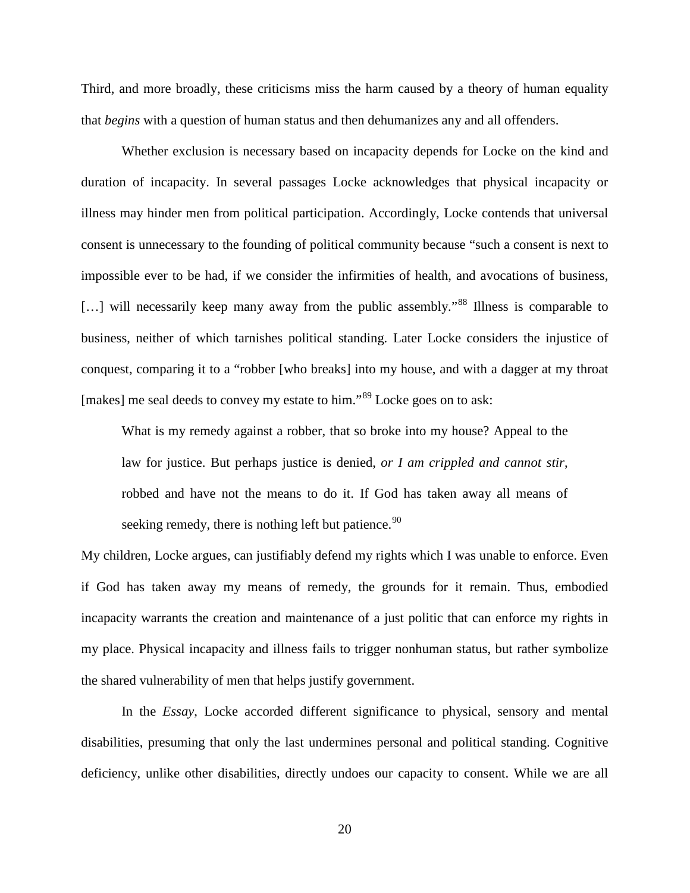Third, and more broadly, these criticisms miss the harm caused by a theory of human equality that *begins* with a question of human status and then dehumanizes any and all offenders.

Whether exclusion is necessary based on incapacity depends for Locke on the kind and duration of incapacity. In several passages Locke acknowledges that physical incapacity or illness may hinder men from political participation. Accordingly, Locke contends that universal consent is unnecessary to the founding of political community because "such a consent is next to impossible ever to be had, if we consider the infirmities of health, and avocations of business, […] will necessarily keep many away from the public assembly."[88] Illness is comparable to business, neither of which tarnishes political standing. Later Locke considers the injustice of conquest, comparing it to a "robber [who breaks] into my house, and with a dagger at my throat [makes] me seal deeds to convey my estate to him."[89] Locke goes on to ask:

> What is my remedy against a robber, that so broke into my house? Appeal to the law for justice. But perhaps justice is denied, *or I am crippled and cannot stir*, robbed and have not the means to do it. If God has taken away all means of seeking remedy, there is nothing left but patience.[90]

My children, Locke argues, can justifiably defend my rights which I was unable to enforce. Even if God has taken away my means of remedy, the grounds for it remain. Thus, embodied incapacity warrants the creation and maintenance of a just politic that can enforce my rights in my place. Physical incapacity and illness fails to trigger nonhuman status, but rather symbolize the shared vulnerability of men that helps justify government.

In the *Essay*, Locke accorded different significance to physical, sensory and mental disabilities, presuming that only the last undermines personal and political standing. Cognitive deficiency, unlike other disabilities, directly undoes our capacity to consent. While we are all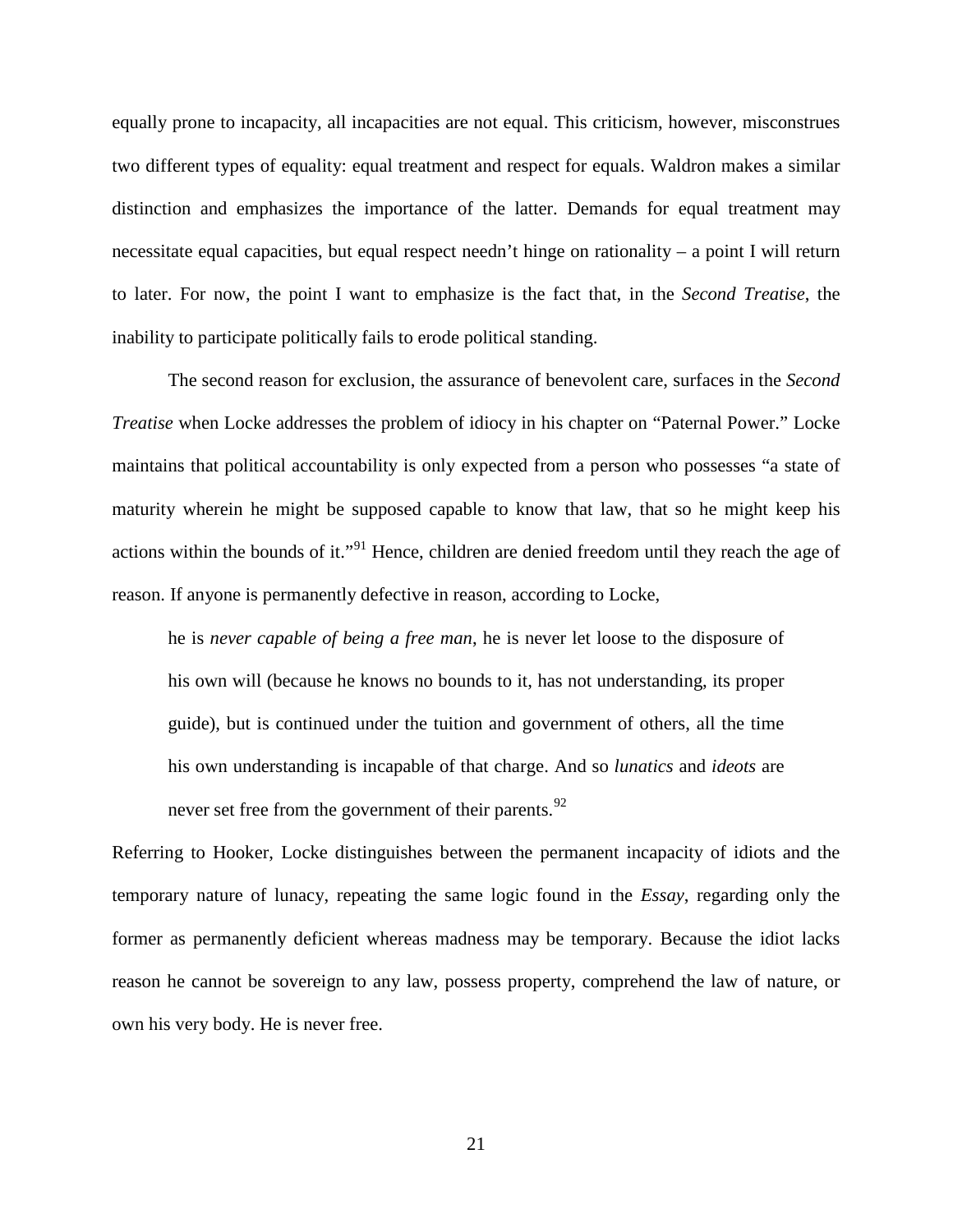equally prone to incapacity, all incapacities are not equal. This criticism, however, misconstrues two different types of equality: equal treatment and respect for equals. Waldron makes a similar distinction and emphasizes the importance of the latter. Demands for equal treatment may necessitate equal capacities, but equal respect needn't hinge on rationality – a point I will return to later. For now, the point I want to emphasize is the fact that, in the *Second Treatise*, the inability to participate politically fails to erode political standing.

The second reason for exclusion, the assurance of benevolent care, surfaces in the *Second Treatise* when Locke addresses the problem of idiocy in his chapter on "Paternal Power." Locke maintains that political accountability is only expected from a person who possesses "a state of maturity wherein he might be supposed capable to know that law, that so he might keep his actions within the bounds of it."[91] Hence, children are denied freedom until they reach the age of reason. If anyone is permanently defective in reason, according to Locke,

> he is *never capable of being a free man*, he is never let loose to the disposure of his own will (because he knows no bounds to it, has not understanding, its proper guide), but is continued under the tuition and government of others, all the time his own understanding is incapable of that charge. And so *lunatics* and *ideots* are never set free from the government of their parents.[92]

Referring to Hooker, Locke distinguishes between the permanent incapacity of idiots and the temporary nature of lunacy, repeating the same logic found in the *Essay*, regarding only the former as permanently deficient whereas madness may be temporary. Because the idiot lacks reason he cannot be sovereign to any law, possess property, comprehend the law of nature, or own his very body. He is never free.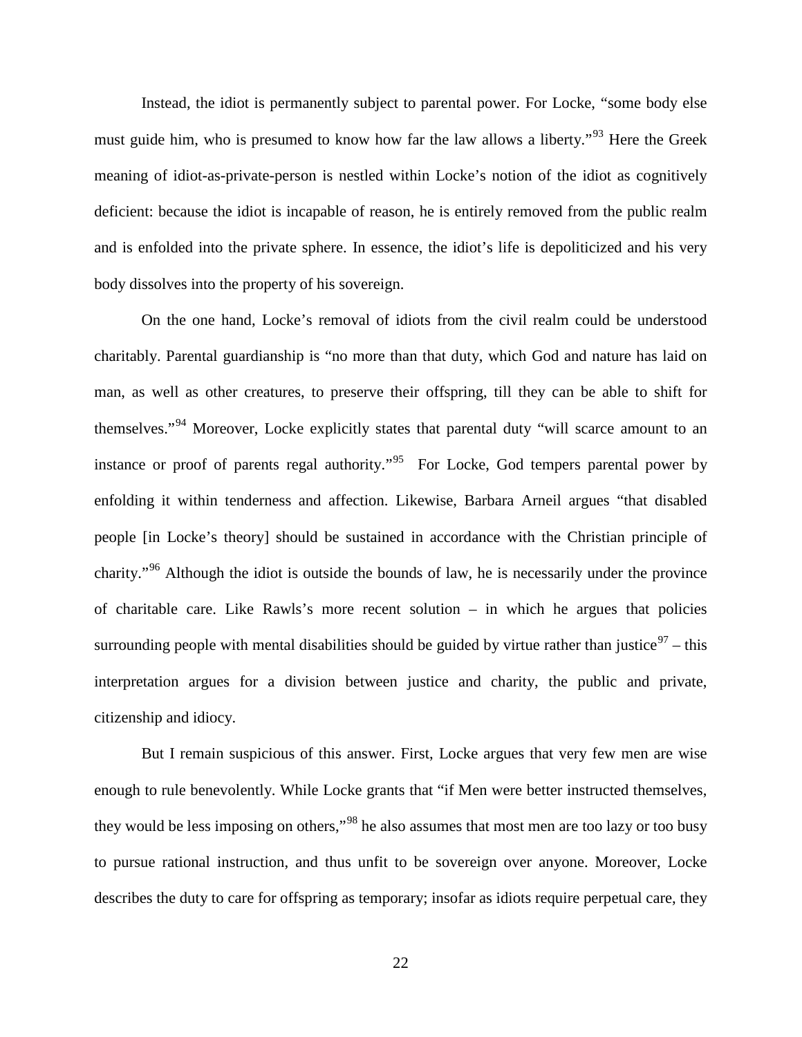Instead, the idiot is permanently subject to parental power. For Locke, "some body else must guide him, who is presumed to know how far the law allows a liberty."[93] Here the Greek meaning of idiot-as-private-person is nestled within Locke's notion of the idiot as cognitively deficient: because the idiot is incapable of reason, he is entirely removed from the public realm and is enfolded into the private sphere. In essence, the idiot's life is depoliticized and his very body dissolves into the property of his sovereign.

On the one hand, Locke's removal of idiots from the civil realm could be understood charitably. Parental guardianship is "no more than that duty, which God and nature has laid on man, as well as other creatures, to preserve their offspring, till they can be able to shift for themselves."[94] Moreover, Locke explicitly states that parental duty "will scarce amount to an instance or proof of parents regal authority."[95] For Locke, God tempers parental power by enfolding it within tenderness and affection. Likewise, Barbara Arneil argues "that disabled people [in Locke's theory] should be sustained in accordance with the Christian principle of charity."[96] Although the idiot is outside the bounds of law, he is necessarily under the province of charitable care. Like Rawls's more recent solution – in which he argues that policies surrounding people with mental disabilities should be guided by virtue rather than justice[97] – this interpretation argues for a division between justice and charity, the public and private, citizenship and idiocy.

But I remain suspicious of this answer. First, Locke argues that very few men are wise enough to rule benevolently. While Locke grants that "if Men were better instructed themselves, they would be less imposing on others,"[98] he also assumes that most men are too lazy or too busy to pursue rational instruction, and thus unfit to be sovereign over anyone. Moreover, Locke describes the duty to care for offspring as temporary; insofar as idiots require perpetual care, they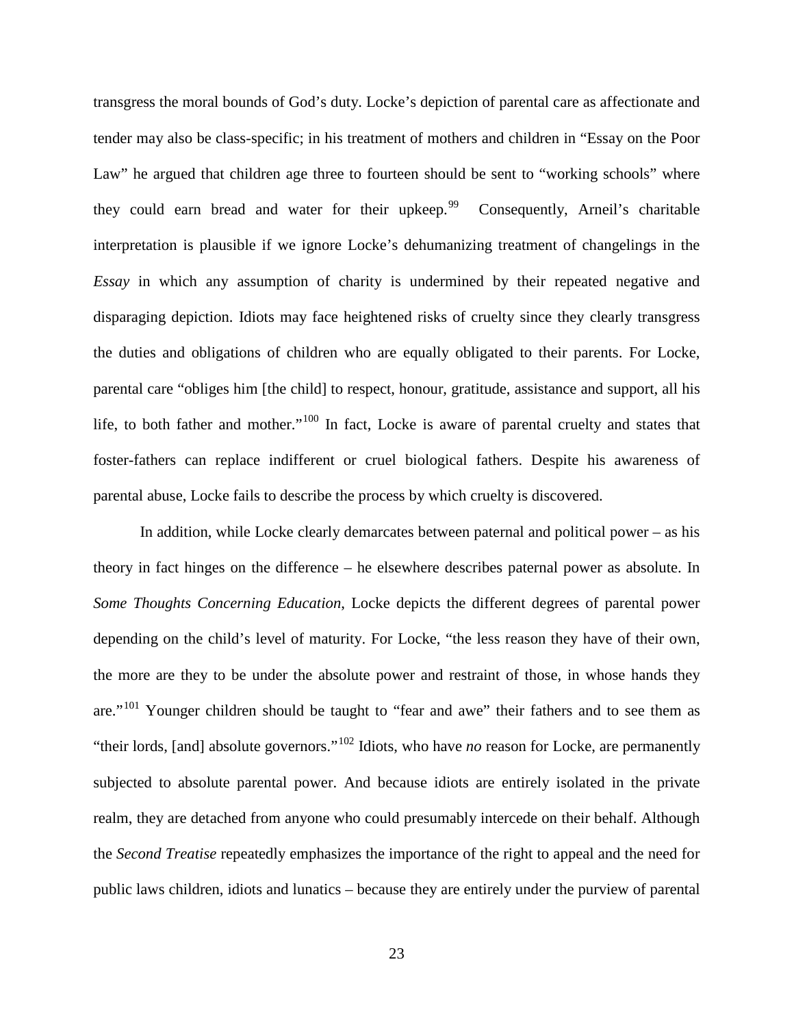transgress the moral bounds of God's duty. Locke's depiction of parental care as affectionate and tender may also be class-specific; in his treatment of mothers and children in "Essay on the Poor Law" he argued that children age three to fourteen should be sent to "working schools" where they could earn bread and water for their upkeep.[99] Consequently, Arneil's charitable interpretation is plausible if we ignore Locke's dehumanizing treatment of changelings in the *Essay* in which any assumption of charity is undermined by their repeated negative and disparaging depiction. Idiots may face heightened risks of cruelty since they clearly transgress the duties and obligations of children who are equally obligated to their parents. For Locke, parental care "obliges him [the child] to respect, honour, gratitude, assistance and support, all his life, to both father and mother."[100] In fact, Locke is aware of parental cruelty and states that foster-fathers can replace indifferent or cruel biological fathers. Despite his awareness of parental abuse, Locke fails to describe the process by which cruelty is discovered.

In addition, while Locke clearly demarcates between paternal and political power – as his theory in fact hinges on the difference – he elsewhere describes paternal power as absolute. In *Some Thoughts Concerning Education*, Locke depicts the different degrees of parental power depending on the child's level of maturity. For Locke, "the less reason they have of their own, the more are they to be under the absolute power and restraint of those, in whose hands they are."[101] Younger children should be taught to "fear and awe" their fathers and to see them as "their lords, [and] absolute governors."[102] Idiots, who have *no* reason for Locke, are permanently subjected to absolute parental power. And because idiots are entirely isolated in the private realm, they are detached from anyone who could presumably intercede on their behalf. Although the *Second Treatise* repeatedly emphasizes the importance of the right to appeal and the need for public laws children, idiots and lunatics – because they are entirely under the purview of parental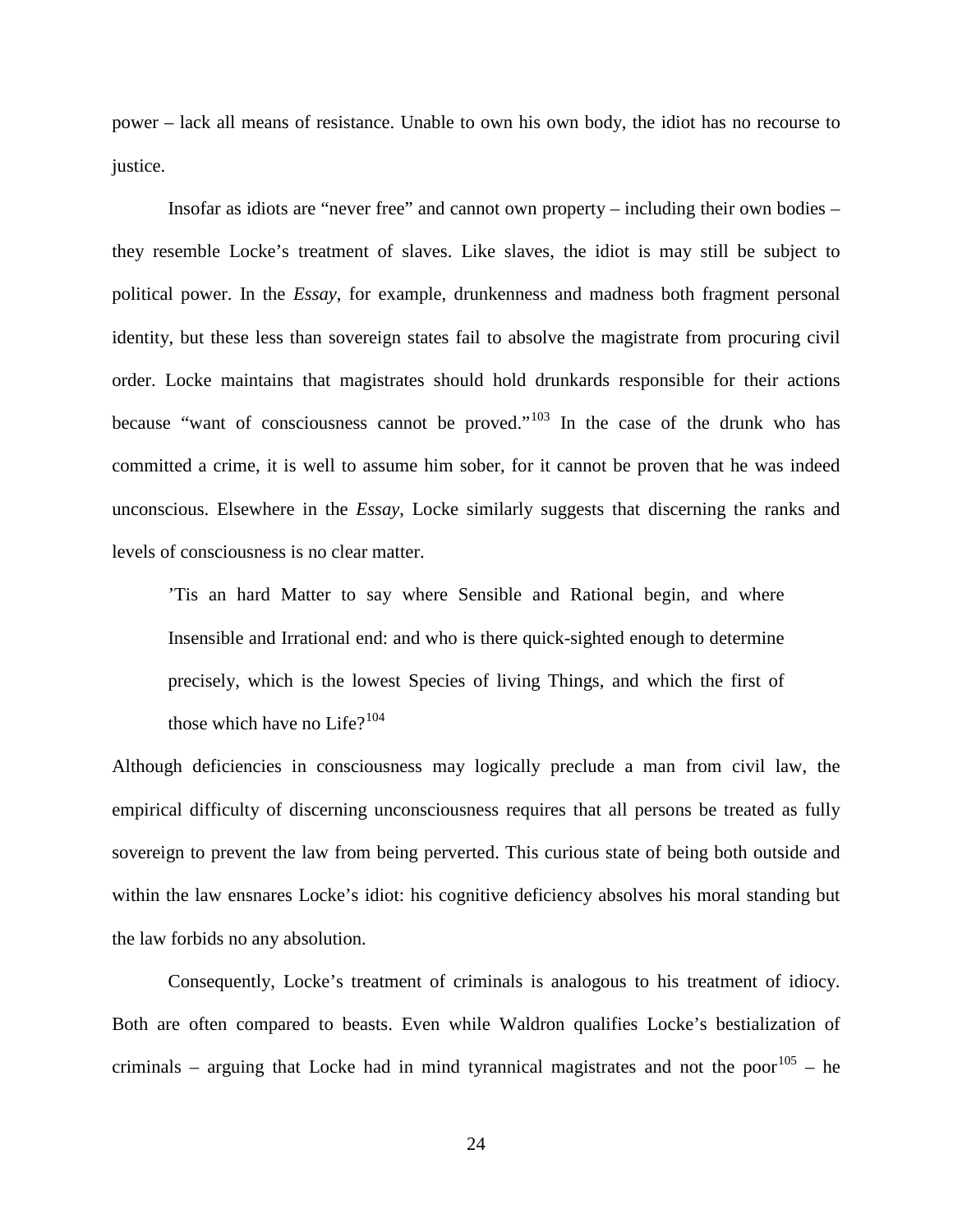power – lack all means of resistance. Unable to own his own body, the idiot has no recourse to justice.

Insofar as idiots are "never free" and cannot own property – including their own bodies – they resemble Locke's treatment of slaves. Like slaves, the idiot is may still be subject to political power. In the *Essay*, for example, drunkenness and madness both fragment personal identity, but these less than sovereign states fail to absolve the magistrate from procuring civil order. Locke maintains that magistrates should hold drunkards responsible for their actions because "want of consciousness cannot be proved."[103] In the case of the drunk who has committed a crime, it is well to assume him sober, for it cannot be proven that he was indeed unconscious. Elsewhere in the *Essay,* Locke similarly suggests that discerning the ranks and levels of consciousness is no clear matter.

> 'Tis an hard Matter to say where Sensible and Rational begin, and where Insensible and Irrational end: and who is there quick-sighted enough to determine precisely, which is the lowest Species of living Things, and which the first of those which have no Life?[104]

Although deficiencies in consciousness may logically preclude a man from civil law, the empirical difficulty of discerning unconsciousness requires that all persons be treated as fully sovereign to prevent the law from being perverted. This curious state of being both outside and within the law ensnares Locke's idiot: his cognitive deficiency absolves his moral standing but the law forbids no any absolution.

Consequently, Locke's treatment of criminals is analogous to his treatment of idiocy. Both are often compared to beasts. Even while Waldron qualifies Locke's bestialization of criminals – arguing that Locke had in mind tyrannical magistrates and not the poor[105] – he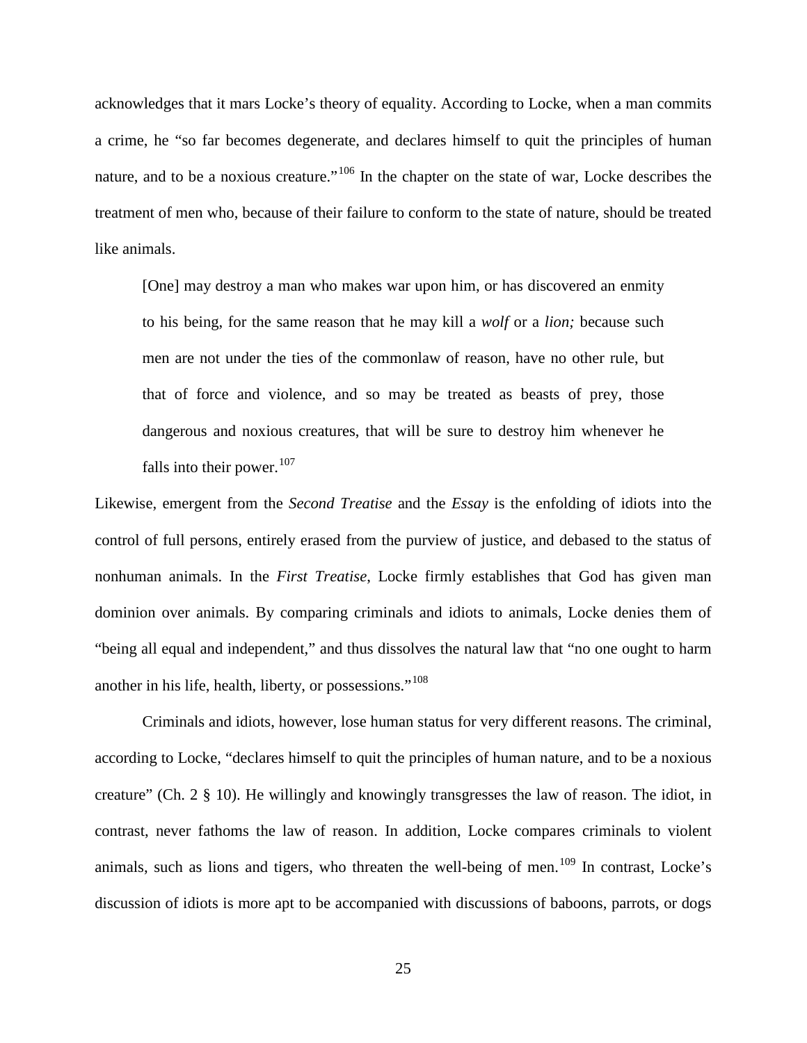acknowledges that it mars Locke's theory of equality. According to Locke, when a man commits a crime, he "so far becomes degenerate, and declares himself to quit the principles of human nature, and to be a noxious creature."[106] In the chapter on the state of war, Locke describes the treatment of men who, because of their failure to conform to the state of nature, should be treated like animals.

> [One] may destroy a man who makes war upon him, or has discovered an enmity to his being, for the same reason that he may kill a *wolf* or a *lion;* because such men are not under the ties of the commonlaw of reason, have no other rule, but that of force and violence, and so may be treated as beasts of prey, those dangerous and noxious creatures, that will be sure to destroy him whenever he falls into their power.[107]

Likewise, emergent from the *Second Treatise* and the *Essay* is the enfolding of idiots into the control of full persons, entirely erased from the purview of justice, and debased to the status of nonhuman animals. In the *First Treatise*, Locke firmly establishes that God has given man dominion over animals. By comparing criminals and idiots to animals, Locke denies them of "being all equal and independent," and thus dissolves the natural law that "no one ought to harm another in his life, health, liberty, or possessions."[108]

Criminals and idiots, however, lose human status for very different reasons. The criminal, according to Locke, "declares himself to quit the principles of human nature, and to be a noxious creature" (Ch. 2 § 10). He willingly and knowingly transgresses the law of reason. The idiot, in contrast, never fathoms the law of reason. In addition, Locke compares criminals to violent animals, such as lions and tigers, who threaten the well-being of men.[109] In contrast, Locke's discussion of idiots is more apt to be accompanied with discussions of baboons, parrots, or dogs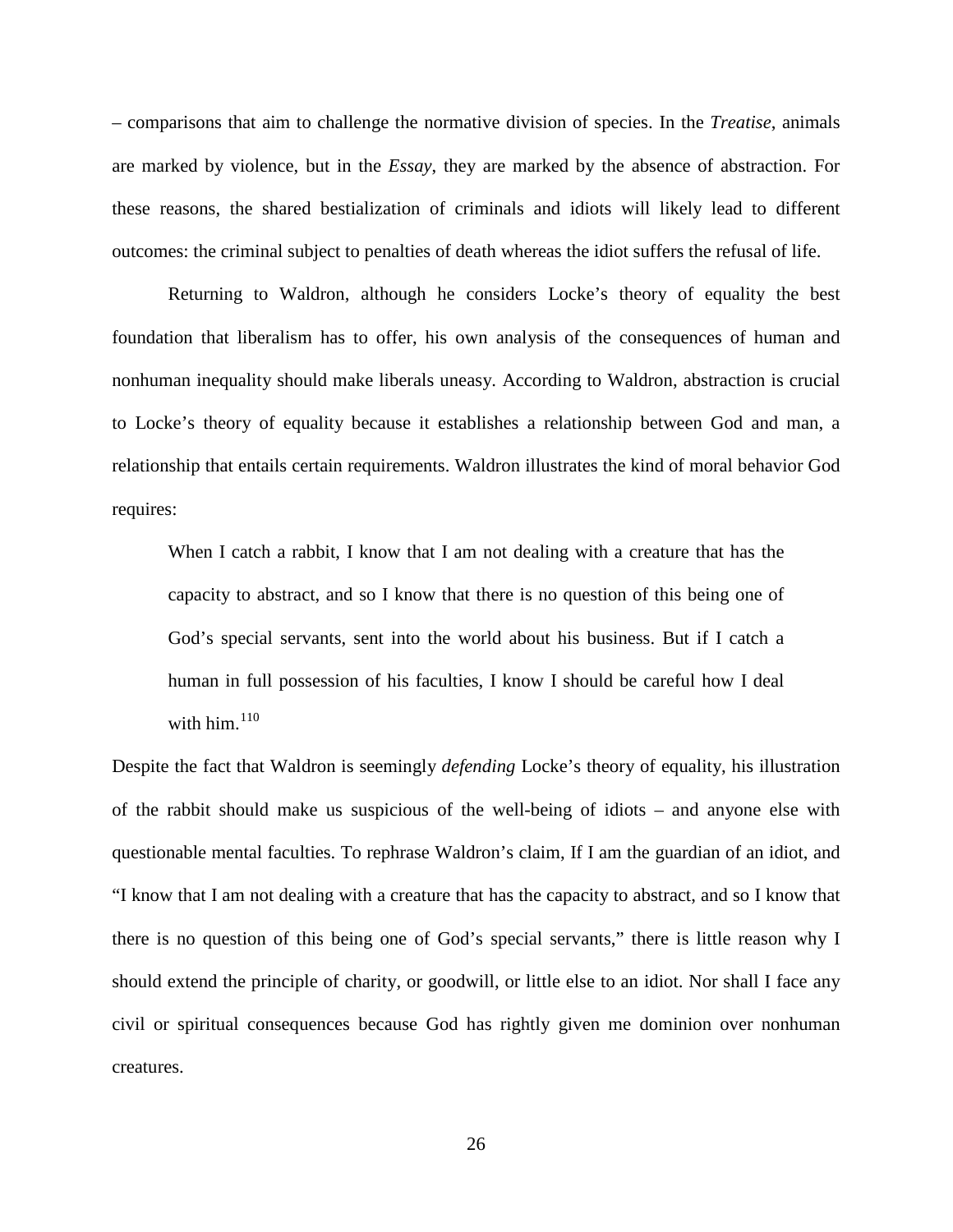– comparisons that aim to challenge the normative division of species. In the *Treatise*, animals are marked by violence, but in the *Essay*, they are marked by the absence of abstraction. For these reasons, the shared bestialization of criminals and idiots will likely lead to different outcomes: the criminal subject to penalties of death whereas the idiot suffers the refusal of life.

Returning to Waldron, although he considers Locke's theory of equality the best foundation that liberalism has to offer, his own analysis of the consequences of human and nonhuman inequality should make liberals uneasy. According to Waldron, abstraction is crucial to Locke's theory of equality because it establishes a relationship between God and man, a relationship that entails certain requirements. Waldron illustrates the kind of moral behavior God requires:

> When I catch a rabbit, I know that I am not dealing with a creature that has the capacity to abstract, and so I know that there is no question of this being one of God's special servants, sent into the world about his business. But if I catch a human in full possession of his faculties, I know I should be careful how I deal with him.[110]

Despite the fact that Waldron is seemingly *defending* Locke's theory of equality, his illustration of the rabbit should make us suspicious of the well-being of idiots – and anyone else with questionable mental faculties. To rephrase Waldron's claim, If I am the guardian of an idiot, and "I know that I am not dealing with a creature that has the capacity to abstract, and so I know that there is no question of this being one of God's special servants," there is little reason why I should extend the principle of charity, or goodwill, or little else to an idiot. Nor shall I face any civil or spiritual consequences because God has rightly given me dominion over nonhuman creatures.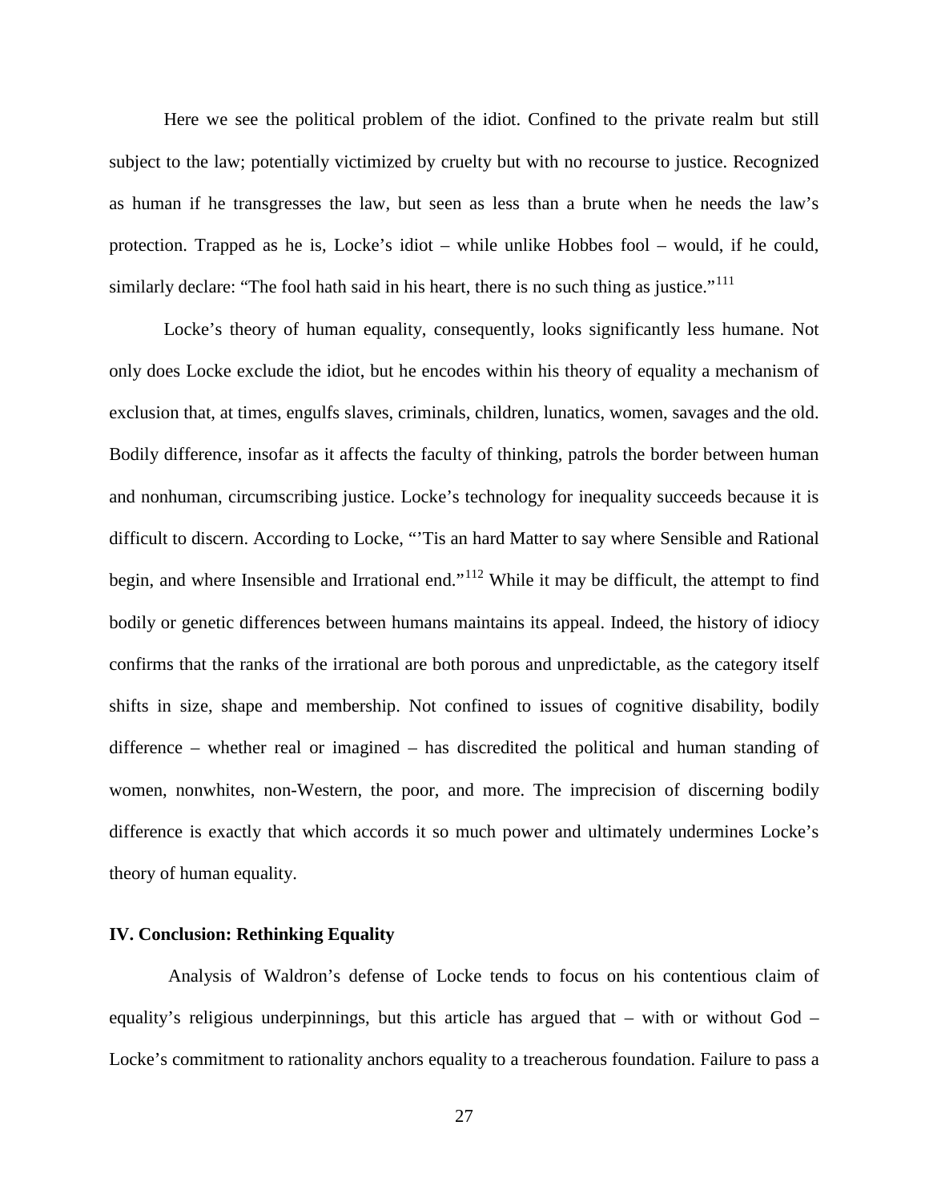Here we see the political problem of the idiot. Confined to the private realm but still subject to the law; potentially victimized by cruelty but with no recourse to justice. Recognized as human if he transgresses the law, but seen as less than a brute when he needs the law's protection. Trapped as he is, Locke's idiot – while unlike Hobbes fool – would, if he could, similarly declare: "The fool hath said in his heart, there is no such thing as justice."[111]

Locke's theory of human equality, consequently, looks significantly less humane. Not only does Locke exclude the idiot, but he encodes within his theory of equality a mechanism of exclusion that, at times, engulfs slaves, criminals, children, lunatics, women, savages and the old. Bodily difference, insofar as it affects the faculty of thinking, patrols the border between human and nonhuman, circumscribing justice. Locke's technology for inequality succeeds because it is difficult to discern. According to Locke, "'Tis an hard Matter to say where Sensible and Rational begin, and where Insensible and Irrational end."[112] While it may be difficult, the attempt to find bodily or genetic differences between humans maintains its appeal. Indeed, the history of idiocy confirms that the ranks of the irrational are both porous and unpredictable, as the category itself shifts in size, shape and membership. Not confined to issues of cognitive disability, bodily difference – whether real or imagined – has discredited the political and human standing of women, nonwhites, non-Western, the poor, and more. The imprecision of discerning bodily difference is exactly that which accords it so much power and ultimately undermines Locke's theory of human equality.

## IV. Conclusion: Rethinking Equality

Analysis of Waldron's defense of Locke tends to focus on his contentious claim of equality's religious underpinnings, but this article has argued that – with or without God – Locke's commitment to rationality anchors equality to a treacherous foundation. Failure to pass a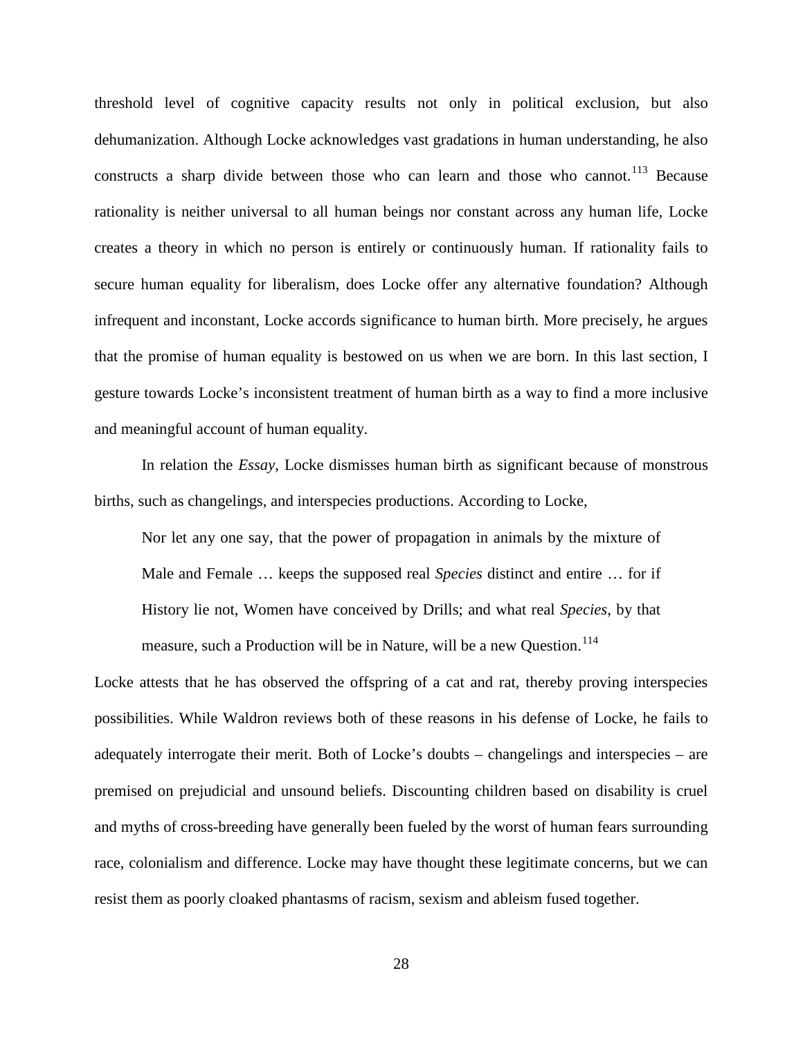threshold level of cognitive capacity results not only in political exclusion, but also dehumanization. Although Locke acknowledges vast gradations in human understanding, he also constructs a sharp divide between those who can learn and those who cannot.[113] Because rationality is neither universal to all human beings nor constant across any human life, Locke creates a theory in which no person is entirely or continuously human. If rationality fails to secure human equality for liberalism, does Locke offer any alternative foundation? Although infrequent and inconstant, Locke accords significance to human birth. More precisely, he argues that the promise of human equality is bestowed on us when we are born. In this last section, I gesture towards Locke's inconsistent treatment of human birth as a way to find a more inclusive and meaningful account of human equality.

In relation the *Essay*, Locke dismisses human birth as significant because of monstrous births, such as changelings, and interspecies productions. According to Locke,

> Nor let any one say, that the power of propagation in animals by the mixture of Male and Female … keeps the supposed real *Species* distinct and entire … for if History lie not, Women have conceived by Drills; and what real *Species*, by that measure, such a Production will be in Nature, will be a new Question.[114]

Locke attests that he has observed the offspring of a cat and rat, thereby proving interspecies possibilities. While Waldron reviews both of these reasons in his defense of Locke, he fails to adequately interrogate their merit. Both of Locke's doubts – changelings and interspecies – are premised on prejudicial and unsound beliefs. Discounting children based on disability is cruel and myths of cross-breeding have generally been fueled by the worst of human fears surrounding race, colonialism and difference. Locke may have thought these legitimate concerns, but we can resist them as poorly cloaked phantasms of racism, sexism and ableism fused together.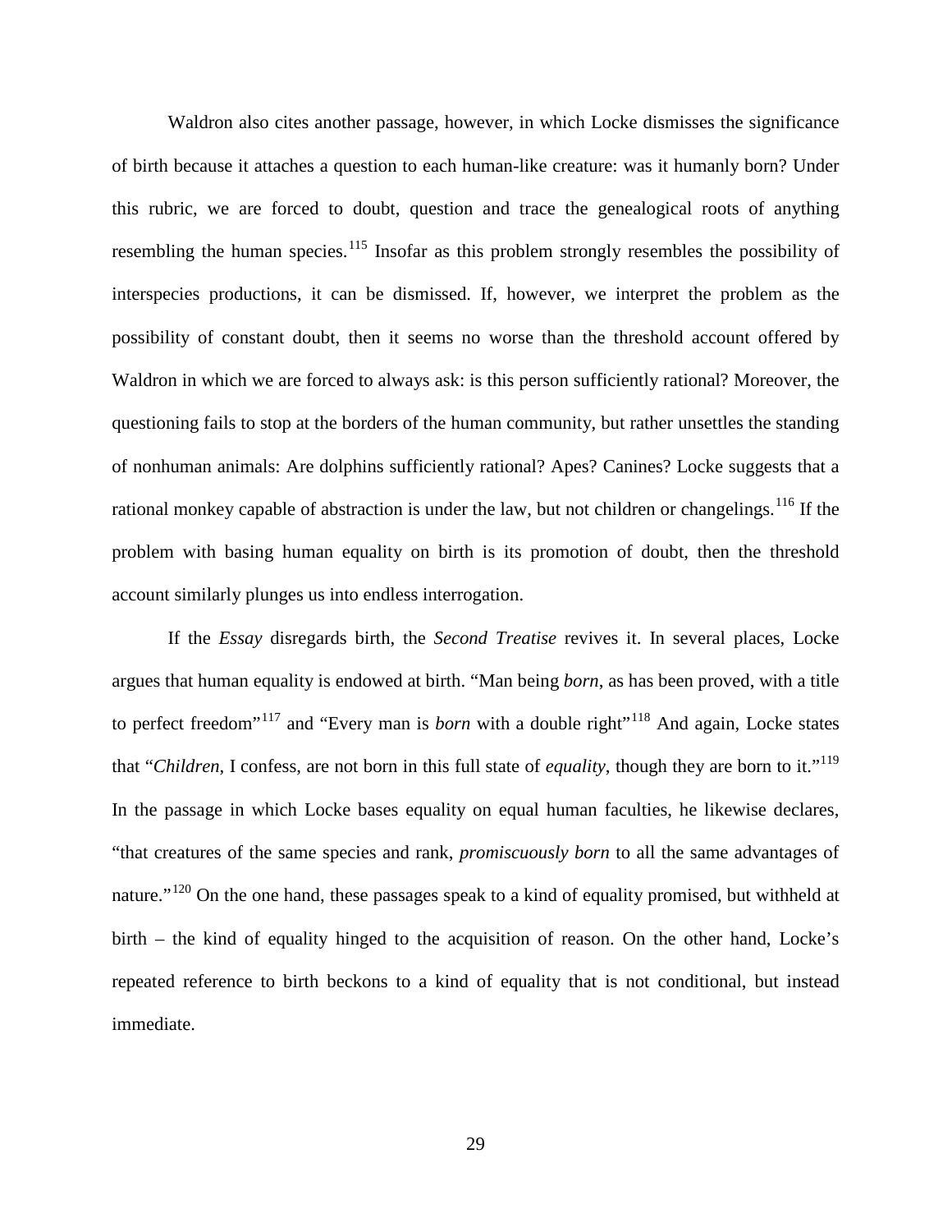Waldron also cites another passage, however, in which Locke dismisses the significance of birth because it attaches a question to each human-like creature: was it humanly born? Under this rubric, we are forced to doubt, question and trace the genealogical roots of anything resembling the human species.[115] Insofar as this problem strongly resembles the possibility of interspecies productions, it can be dismissed. If, however, we interpret the problem as the possibility of constant doubt, then it seems no worse than the threshold account offered by Waldron in which we are forced to always ask: is this person sufficiently rational? Moreover, the questioning fails to stop at the borders of the human community, but rather unsettles the standing of nonhuman animals: Are dolphins sufficiently rational? Apes? Canines? Locke suggests that a rational monkey capable of abstraction is under the law, but not children or changelings.[116] If the problem with basing human equality on birth is its promotion of doubt, then the threshold account similarly plunges us into endless interrogation.

If the *Essay* disregards birth, the *Second Treatise* revives it. In several places, Locke argues that human equality is endowed at birth. "Man being *born*, as has been proved, with a title to perfect freedom"[117] and "Every man is *born* with a double right"[118] And again, Locke states that "*Children*, I confess, are not born in this full state of *equality*, though they are born to it."[119] In the passage in which Locke bases equality on equal human faculties, he likewise declares, "that creatures of the same species and rank, *promiscuously born* to all the same advantages of nature."[120] On the one hand, these passages speak to a kind of equality promised, but withheld at birth – the kind of equality hinged to the acquisition of reason. On the other hand, Locke's repeated reference to birth beckons to a kind of equality that is not conditional, but instead immediate.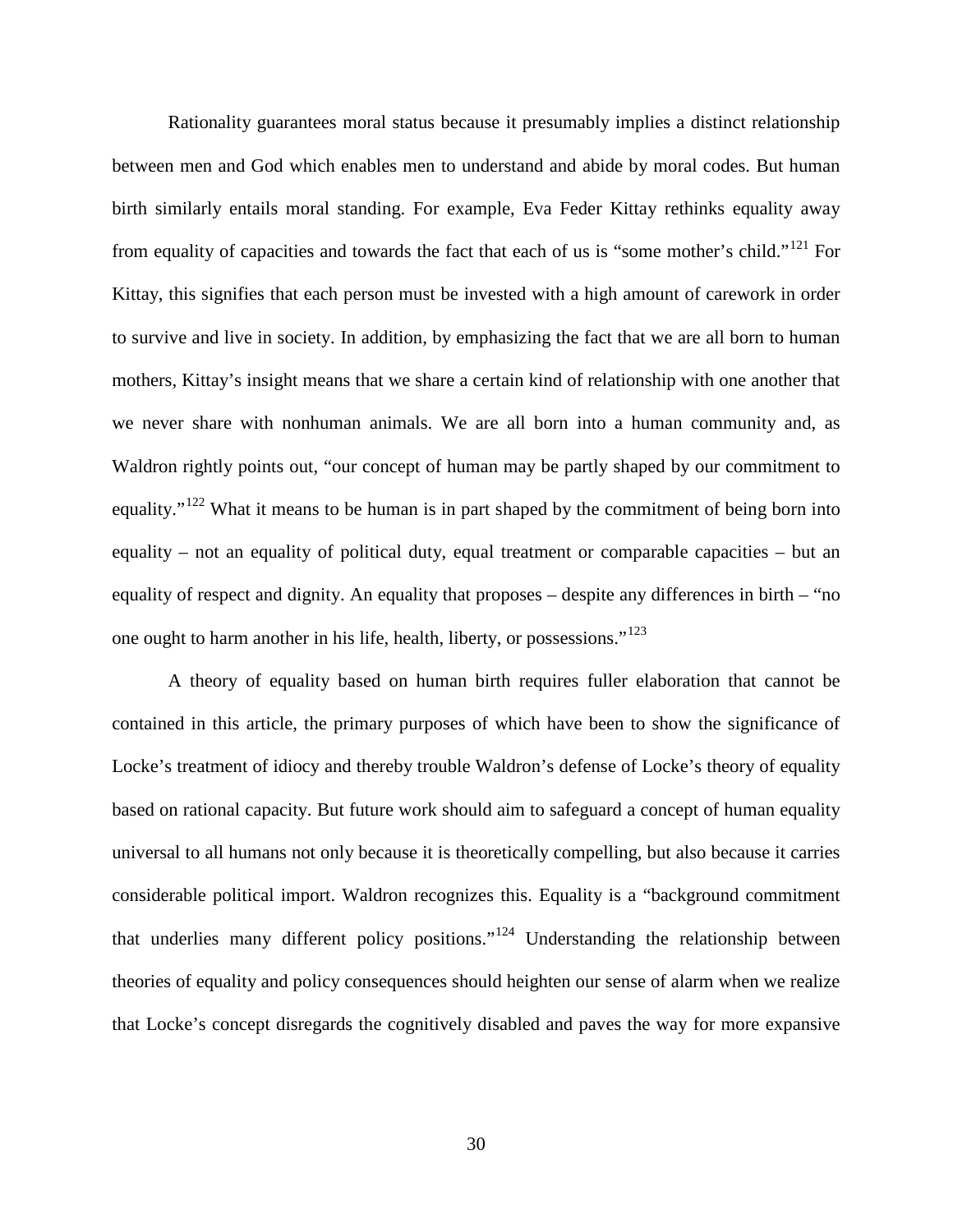Rationality guarantees moral status because it presumably implies a distinct relationship between men and God which enables men to understand and abide by moral codes. But human birth similarly entails moral standing. For example, Eva Feder Kittay rethinks equality away from equality of capacities and towards the fact that each of us is "some mother's child."[121] For Kittay, this signifies that each person must be invested with a high amount of carework in order to survive and live in society. In addition, by emphasizing the fact that we are all born to human mothers, Kittay's insight means that we share a certain kind of relationship with one another that we never share with nonhuman animals. We are all born into a human community and, as Waldron rightly points out, "our concept of human may be partly shaped by our commitment to equality."[122] What it means to be human is in part shaped by the commitment of being born into equality – not an equality of political duty, equal treatment or comparable capacities – but an equality of respect and dignity. An equality that proposes – despite any differences in birth – "no one ought to harm another in his life, health, liberty, or possessions."[123]

A theory of equality based on human birth requires fuller elaboration that cannot be contained in this article, the primary purposes of which have been to show the significance of Locke's treatment of idiocy and thereby trouble Waldron's defense of Locke's theory of equality based on rational capacity. But future work should aim to safeguard a concept of human equality universal to all humans not only because it is theoretically compelling, but also because it carries considerable political import. Waldron recognizes this. Equality is a "background commitment that underlies many different policy positions."[124] Understanding the relationship between theories of equality and policy consequences should heighten our sense of alarm when we realize that Locke's concept disregards the cognitively disabled and paves the way for more expansive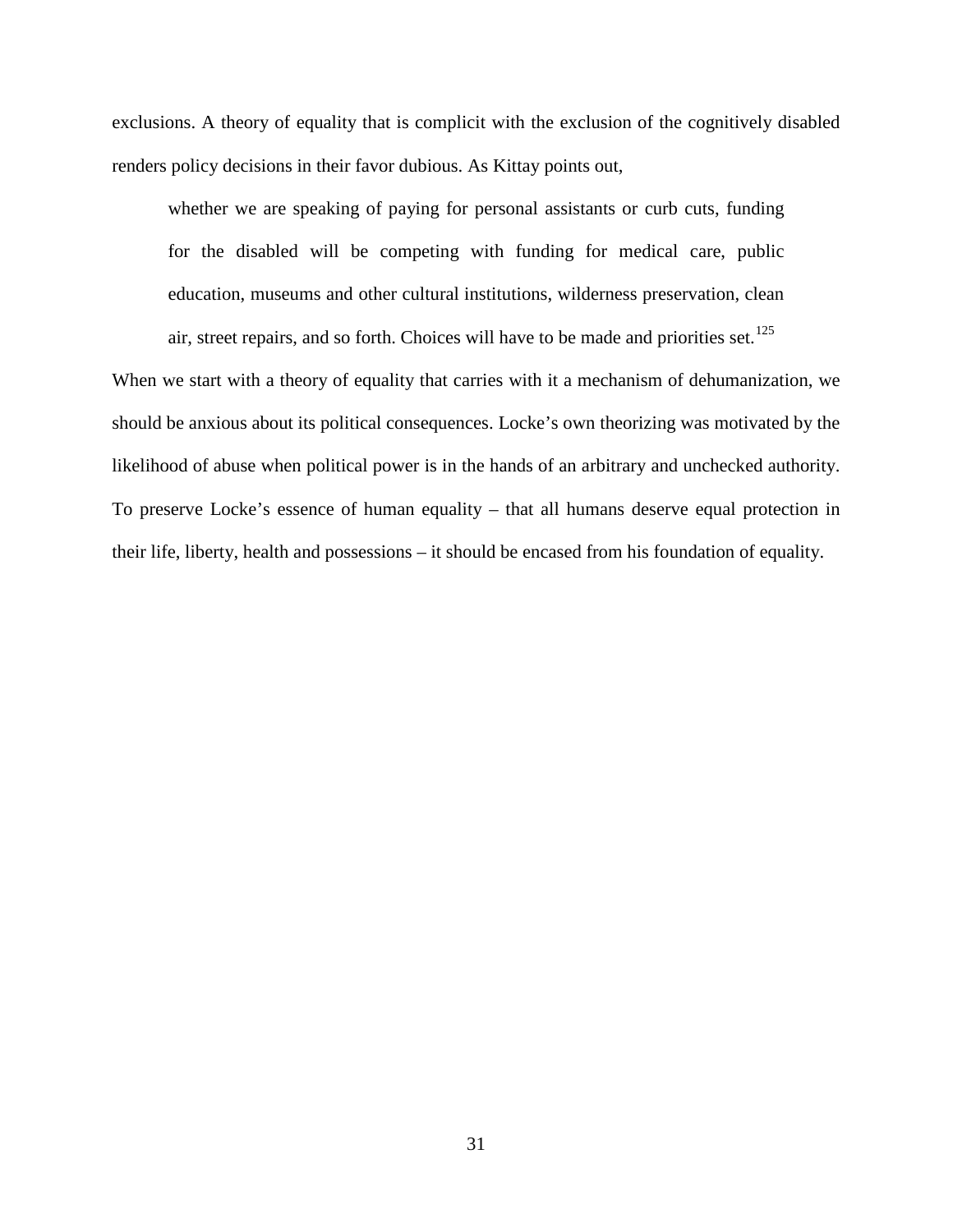exclusions. A theory of equality that is complicit with the exclusion of the cognitively disabled renders policy decisions in their favor dubious. As Kittay points out,

> whether we are speaking of paying for personal assistants or curb cuts, funding for the disabled will be competing with funding for medical care, public education, museums and other cultural institutions, wilderness preservation, clean air, street repairs, and so forth. Choices will have to be made and priorities set.[125]

When we start with a theory of equality that carries with it a mechanism of dehumanization, we should be anxious about its political consequences. Locke's own theorizing was motivated by the likelihood of abuse when political power is in the hands of an arbitrary and unchecked authority. To preserve Locke's essence of human equality – that all humans deserve equal protection in their life, liberty, health and possessions – it should be encased from his foundation of equality.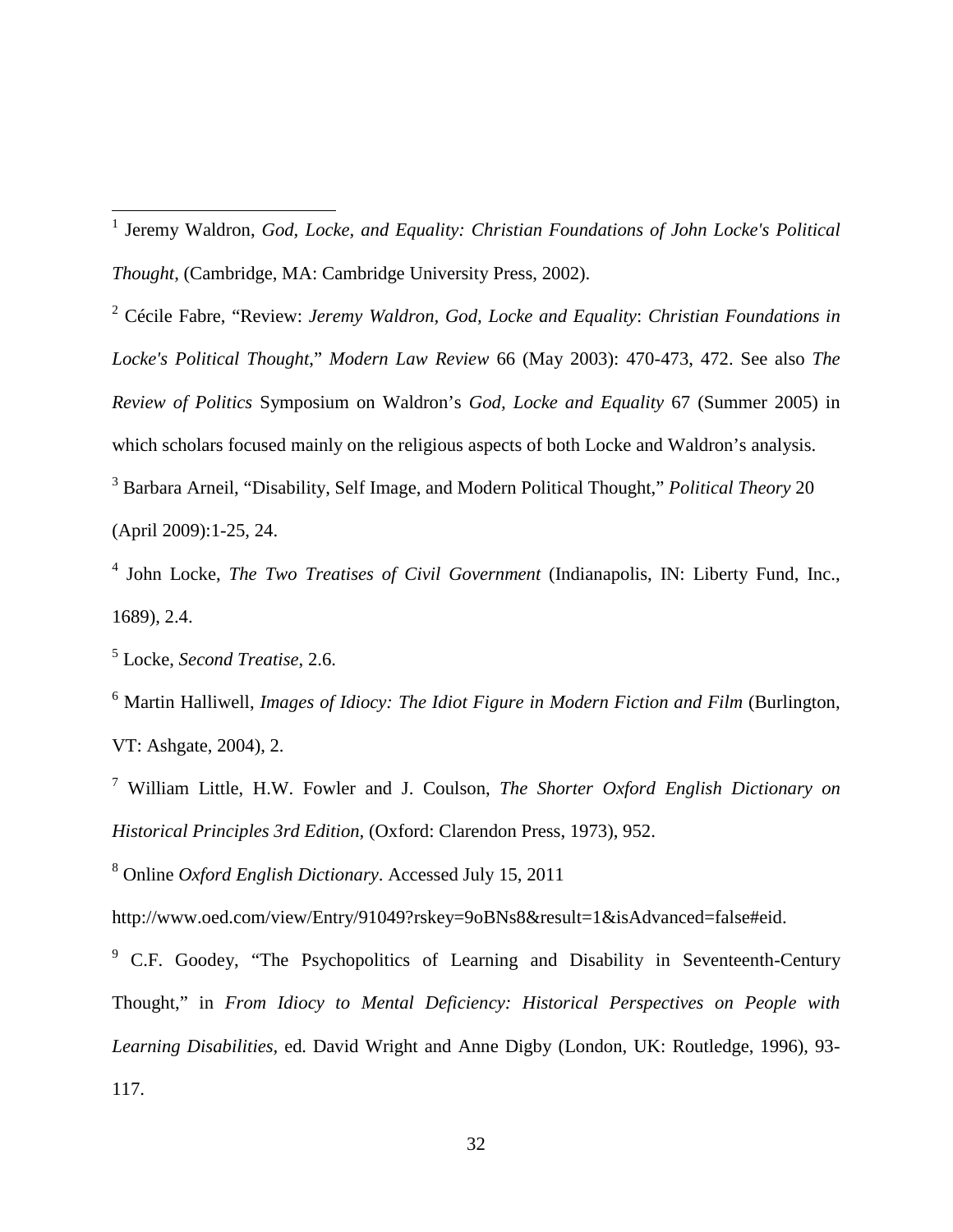[1] Jeremy Waldron, *God, Locke, and Equality: Christian Foundations of John Locke's Political Thought*, (Cambridge, MA: Cambridge University Press, 2002).

[2] Cécile Fabre, "Review: *Jeremy Waldron, God, Locke and Equality*: *Christian Foundations in Locke's Political Thought*," *Modern Law Review* 66 (May 2003): 470-473, 472. See also *The Review of Politics* Symposium on Waldron's *God, Locke and Equality* 67 (Summer 2005) in which scholars focused mainly on the religious aspects of both Locke and Waldron's analysis.

[3] Barbara Arneil, "Disability, Self Image, and Modern Political Thought," *Political Theory* 20 (April 2009):1-25, 24.

[4] John Locke, *The Two Treatises of Civil Government* (Indianapolis, IN: Liberty Fund, Inc., 1689), 2.4.

[5] Locke, *Second Treatise*, 2.6.

[6] Martin Halliwell, *Images of Idiocy: The Idiot Figure in Modern Fiction and Film* (Burlington, VT: Ashgate, 2004), 2.

[7] William Little, H.W. Fowler and J. Coulson, *The Shorter Oxford English Dictionary on Historical Principles 3rd Edition*, (Oxford: Clarendon Press, 1973), 952.

[8] Online *Oxford English Dictionary*. Accessed July 15, 2011

http://www.oed.com/view/Entry/91049?rskey=9oBNs8&result=1&isAdvanced=false#eid.

[9] C.F. Goodey, "The Psychopolitics of Learning and Disability in Seventeenth-Century Thought," in *From Idiocy to Mental Deficiency: Historical Perspectives on People with Learning Disabilities*, ed. David Wright and Anne Digby (London, UK: Routledge, 1996), 93-117.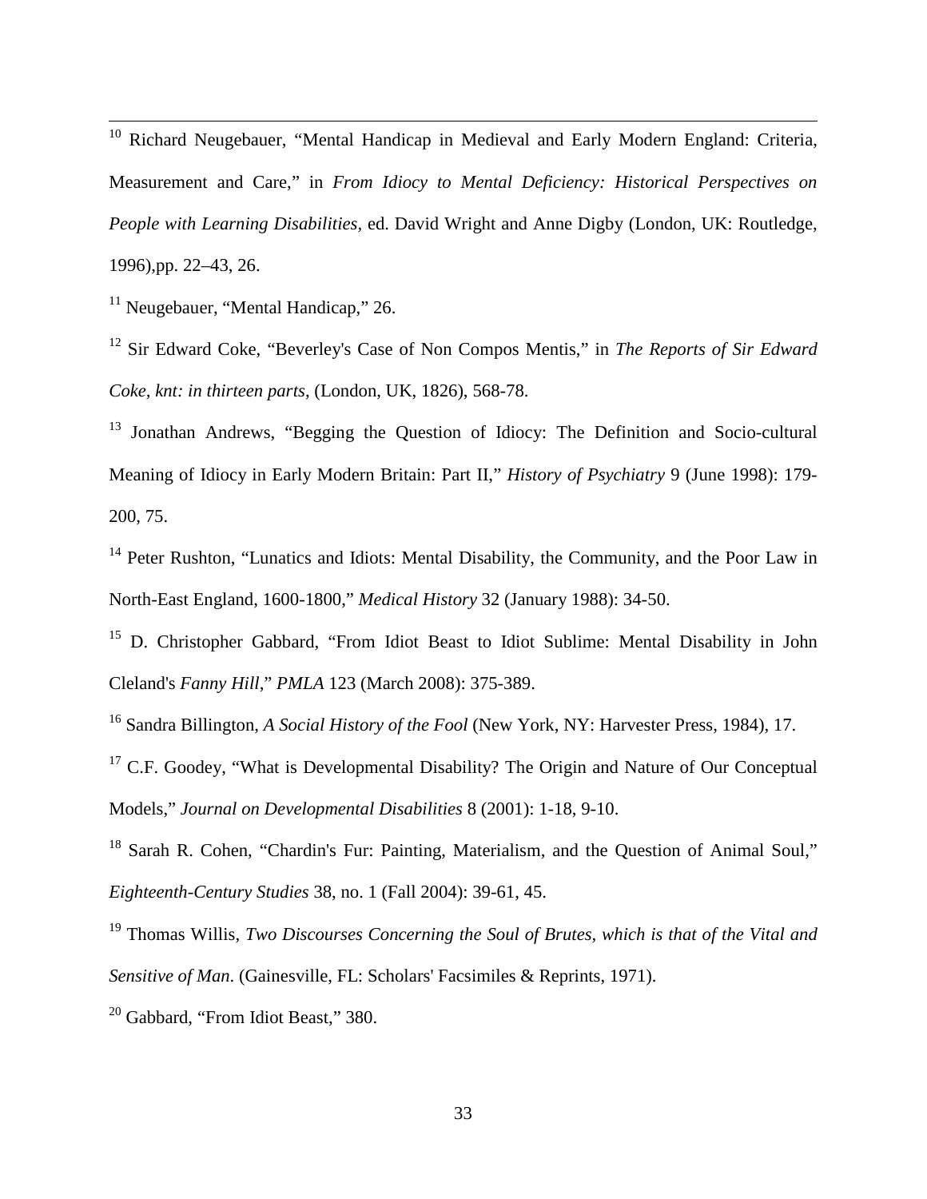[10] Richard Neugebauer, “Mental Handicap in Medieval and Early Modern England: Criteria, Measurement and Care,” in *From Idiocy to Mental Deficiency: Historical Perspectives on People with Learning Disabilities*, ed. David Wright and Anne Digby (London, UK: Routledge, 1996),pp. 22–43, 26.

[11] Neugebauer, “Mental Handicap,” 26.

[12] Sir Edward Coke, “Beverley's Case of Non Compos Mentis,” in *The Reports of Sir Edward Coke, knt: in thirteen parts*, (London, UK, 1826), 568-78.

[13] Jonathan Andrews, “Begging the Question of Idiocy: The Definition and Socio-cultural Meaning of Idiocy in Early Modern Britain: Part II,” *History of Psychiatry* 9 (June 1998): 179-200, 75.

[14] Peter Rushton, “Lunatics and Idiots: Mental Disability, the Community, and the Poor Law in North-East England, 1600-1800,” *Medical History* 32 (January 1988): 34-50.

[15] D. Christopher Gabbard, “From Idiot Beast to Idiot Sublime: Mental Disability in John Cleland's *Fanny Hill*,” *PMLA* 123 (March 2008): 375-389.

[16] Sandra Billington, *A Social History of the Fool* (New York, NY: Harvester Press, 1984), 17.

[17] C.F. Goodey, “What is Developmental Disability? The Origin and Nature of Our Conceptual Models,” *Journal on Developmental Disabilities* 8 (2001): 1-18, 9-10.

[18] Sarah R. Cohen, “Chardin's Fur: Painting, Materialism, and the Question of Animal Soul,” *Eighteenth-Century Studies* 38, no. 1 (Fall 2004): 39-61, 45.

[19] Thomas Willis, *Two Discourses Concerning the Soul of Brutes, which is that of the Vital and Sensitive of Man*. (Gainesville, FL: Scholars' Facsimiles & Reprints, 1971).

[20] Gabbard, “From Idiot Beast,” 380.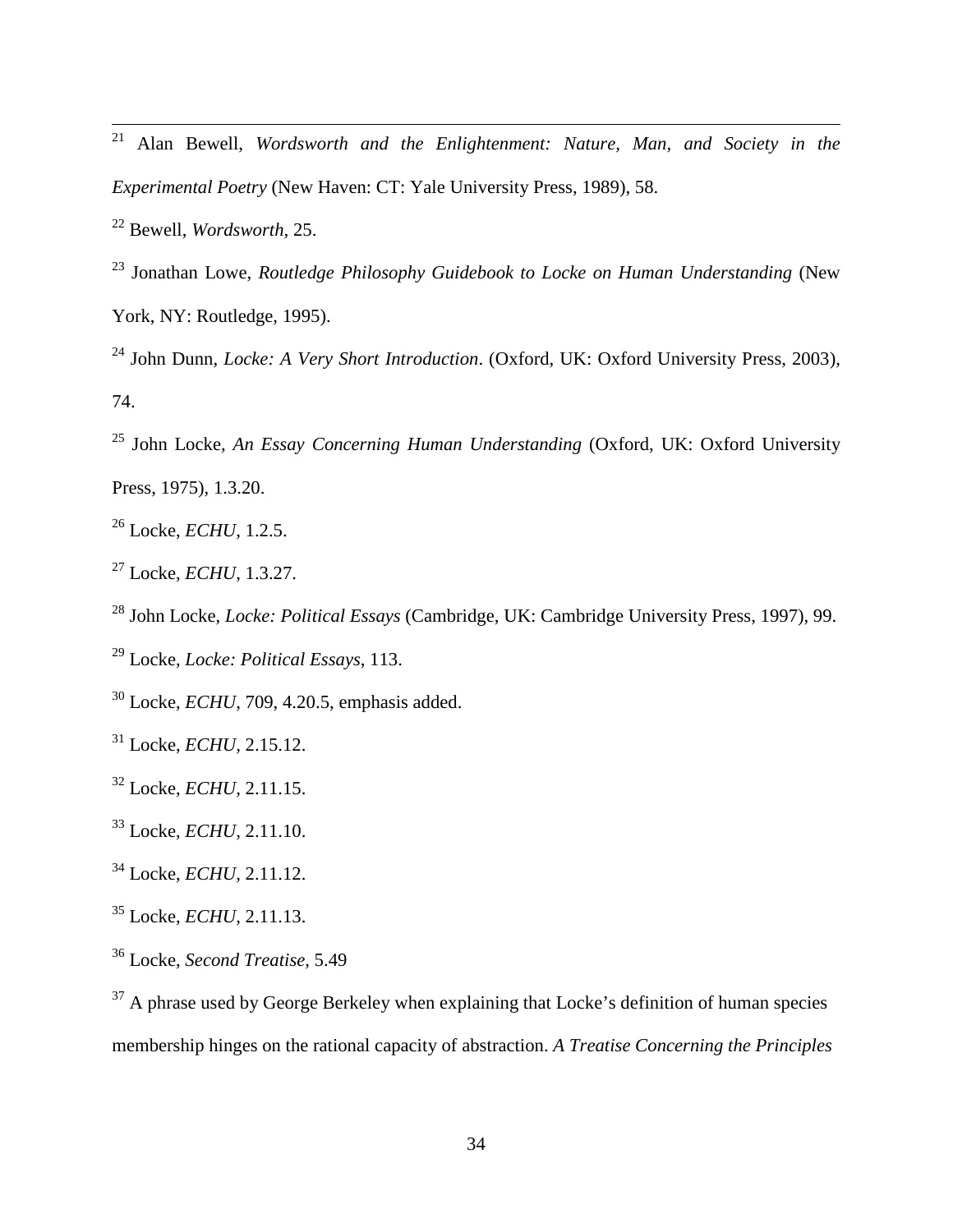[21] Alan Bewell, *Wordsworth and the Enlightenment: Nature, Man, and Society in the Experimental Poetry* (New Haven: CT: Yale University Press, 1989), 58.

[22] Bewell, *Wordsworth*, 25.

[23] Jonathan Lowe, *Routledge Philosophy Guidebook to Locke on Human Understanding* (New York, NY: Routledge, 1995).

[24] John Dunn, *Locke: A Very Short Introduction*. (Oxford, UK: Oxford University Press, 2003), 74.

[25] John Locke, *An Essay Concerning Human Understanding* (Oxford, UK: Oxford University Press, 1975), 1.3.20.

[26] Locke, *ECHU*, 1.2.5.

[27] Locke, *ECHU*, 1.3.27.

[28] John Locke, *Locke: Political Essays* (Cambridge, UK: Cambridge University Press, 1997), 99.

[29] Locke, *Locke: Political Essays*, 113.

[30] Locke, *ECHU*, 709, 4.20.5, emphasis added.

[31] Locke, *ECHU*, 2.15.12.

[32] Locke, *ECHU*, 2.11.15.

[33] Locke, *ECHU*, 2.11.10.

[34] Locke, *ECHU*, 2.11.12.

[35] Locke, *ECHU*, 2.11.13.

[36] Locke, *Second Treatise*, 5.49

[37] A phrase used by George Berkeley when explaining that Locke's definition of human species membership hinges on the rational capacity of abstraction. *A Treatise Concerning the Principles*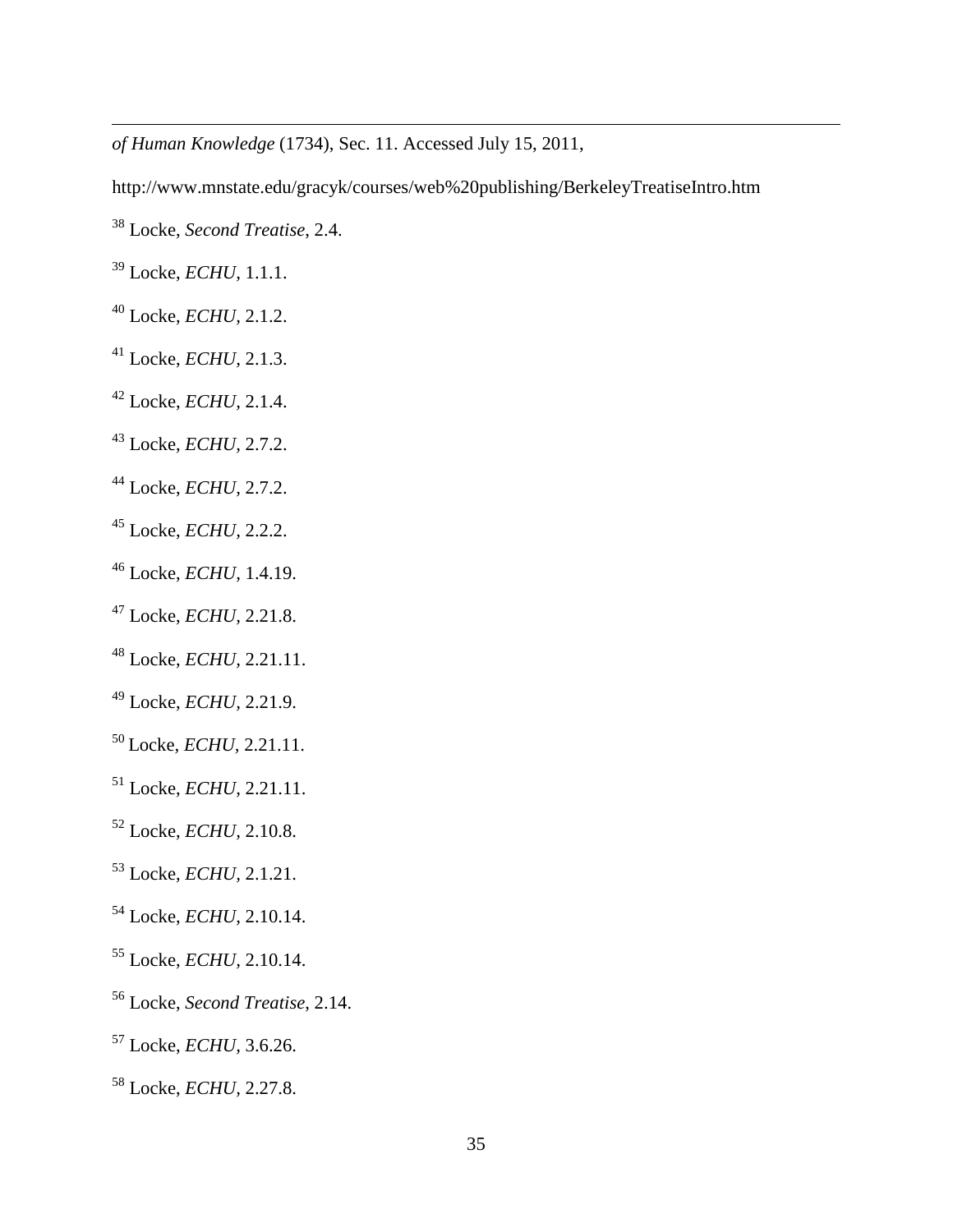*of Human Knowledge* (1734), Sec. 11. Accessed July 15, 2011,

http://www.mnstate.edu/gracyk/courses/web%20publishing/BerkeleyTreatiseIntro.htm

[38] Locke, *Second Treatise*, 2.4.

[39] Locke, *ECHU*, 1.1.1.

[40] Locke, *ECHU*, 2.1.2.

[41] Locke, *ECHU*, 2.1.3.

[42] Locke, *ECHU*, 2.1.4.

[43] Locke, *ECHU*, 2.7.2.

[44] Locke, *ECHU*, 2.7.2.

[45] Locke, *ECHU*, 2.2.2.

[46] Locke, *ECHU*, 1.4.19.

[47] Locke, *ECHU*, 2.21.8.

[48] Locke, *ECHU*, 2.21.11.

[49] Locke, *ECHU*, 2.21.9.

[50] Locke, *ECHU*, 2.21.11.

[51] Locke, *ECHU*, 2.21.11.

[52] Locke, *ECHU*, 2.10.8.

[53] Locke, *ECHU*, 2.1.21.

[54] Locke, *ECHU*, 2.10.14.

[55] Locke, *ECHU*, 2.10.14.

[56] Locke, *Second Treatise*, 2.14.

[57] Locke, *ECHU*, 3.6.26.

[58] Locke, *ECHU*, 2.27.8.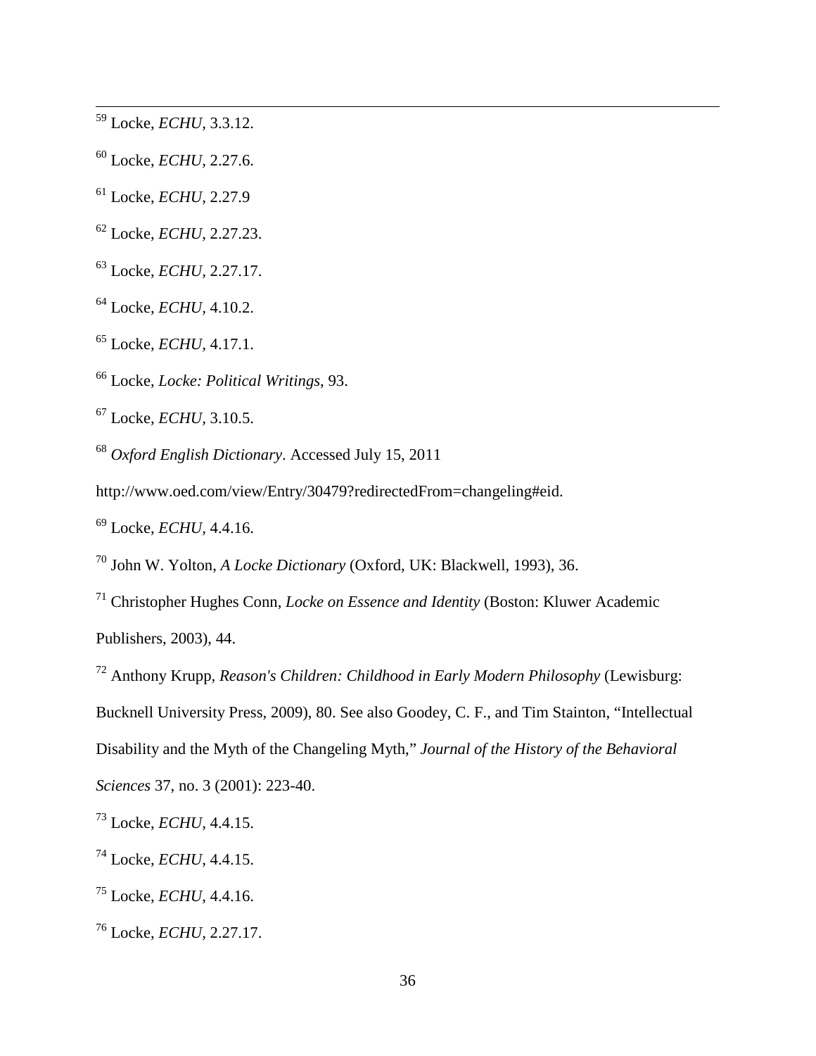[59] Locke, *ECHU*, 3.3.12.

[60] Locke, *ECHU*, 2.27.6.

[61] Locke, *ECHU*, 2.27.9

[62] Locke, *ECHU*, 2.27.23.

[63] Locke, *ECHU*, 2.27.17.

[64] Locke, *ECHU*, 4.10.2.

[65] Locke, *ECHU*, 4.17.1.

[66] Locke, *Locke: Political Writings*, 93.

[67] Locke, *ECHU*, 3.10.5.

[68] *Oxford English Dictionary*. Accessed July 15, 2011 http://www.oed.com/view/Entry/30479?redirectedFrom=changeling#eid.

[69] Locke, *ECHU*, 4.4.16.

[70] John W. Yolton, *A Locke Dictionary* (Oxford, UK: Blackwell, 1993), 36.

[71] Christopher Hughes Conn, *Locke on Essence and Identity* (Boston: Kluwer Academic Publishers, 2003), 44.

[72] Anthony Krupp, *Reason's Children: Childhood in Early Modern Philosophy* (Lewisburg: Bucknell University Press, 2009), 80. See also Goodey, C. F., and Tim Stainton, "Intellectual Disability and the Myth of the Changeling Myth," *Journal of the History of the Behavioral Sciences* 37, no. 3 (2001): 223-40.

[73] Locke, *ECHU*, 4.4.15.

[74] Locke, *ECHU*, 4.4.15.

[75] Locke, *ECHU*, 4.4.16.

[76] Locke, *ECHU*, 2.27.17.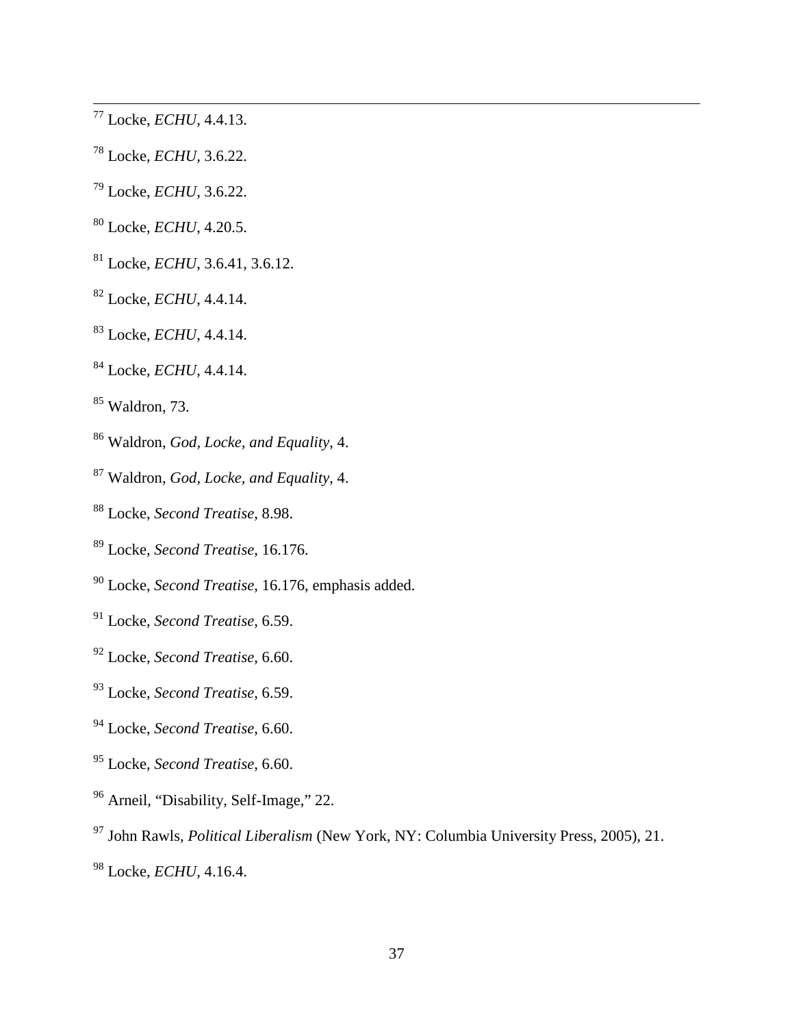[77] Locke, *ECHU*, 4.4.13.

[78] Locke, *ECHU*, 3.6.22.

[79] Locke, *ECHU*, 3.6.22.

[80] Locke, *ECHU*, 4.20.5.

[81] Locke, *ECHU*, 3.6.41, 3.6.12.

[82] Locke, *ECHU*, 4.4.14.

[83] Locke, *ECHU*, 4.4.14.

[84] Locke, *ECHU*, 4.4.14.

[85] Waldron, 73.

[86] Waldron, *God, Locke, and Equality*, 4.

[87] Waldron, *God, Locke, and Equality*, 4.

[88] Locke, *Second Treatise*, 8.98.

[89] Locke, *Second Treatise*, 16.176.

[90] Locke, *Second Treatise*, 16.176, emphasis added.

[91] Locke, *Second Treatise*, 6.59.

[92] Locke, *Second Treatise*, 6.60.

[93] Locke, *Second Treatise*, 6.59.

[94] Locke, *Second Treatise*, 6.60.

[95] Locke, *Second Treatise*, 6.60.

[96] Arneil, "Disability, Self-Image," 22.

[97] John Rawls, *Political Liberalism* (New York, NY: Columbia University Press, 2005), 21.

[98] Locke, *ECHU*, 4.16.4.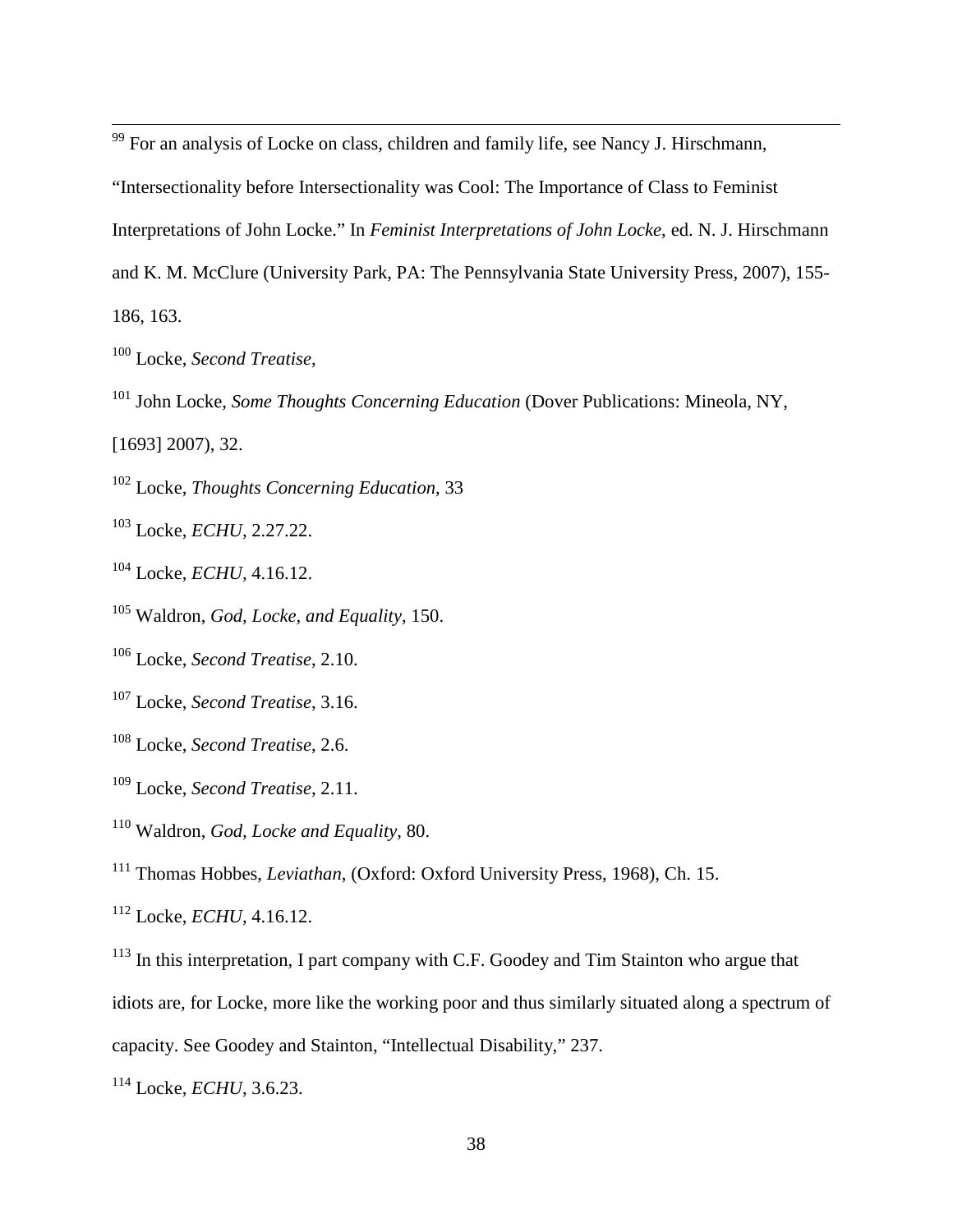[99] For an analysis of Locke on class, children and family life, see Nancy J. Hirschmann, "Intersectionality before Intersectionality was Cool: The Importance of Class to Feminist Interpretations of John Locke." In *Feminist Interpretations of John Locke*, ed. N. J. Hirschmann and K. M. McClure (University Park, PA: The Pennsylvania State University Press, 2007), 155-186, 163.

[100] Locke, *Second Treatise*,

[101] John Locke, *Some Thoughts Concerning Education* (Dover Publications: Mineola, NY, [1693] 2007), 32.

[102] Locke, *Thoughts Concerning Education*, 33

[103] Locke, *ECHU*, 2.27.22.

[104] Locke, *ECHU*, 4.16.12.

[105] Waldron, *God, Locke, and Equality*, 150.

[106] Locke, *Second Treatise*, 2.10.

[107] Locke, *Second Treatise*, 3.16.

[108] Locke, *Second Treatise*, 2.6.

[109] Locke, *Second Treatise*, 2.11.

[110] Waldron, *God, Locke and Equality*, 80.

[111] Thomas Hobbes, *Leviathan*, (Oxford: Oxford University Press, 1968), Ch. 15.

[112] Locke, *ECHU*, 4.16.12.

[113] In this interpretation, I part company with C.F. Goodey and Tim Stainton who argue that idiots are, for Locke, more like the working poor and thus similarly situated along a spectrum of capacity. See Goodey and Stainton, "Intellectual Disability," 237.

[114] Locke, *ECHU*, 3.6.23.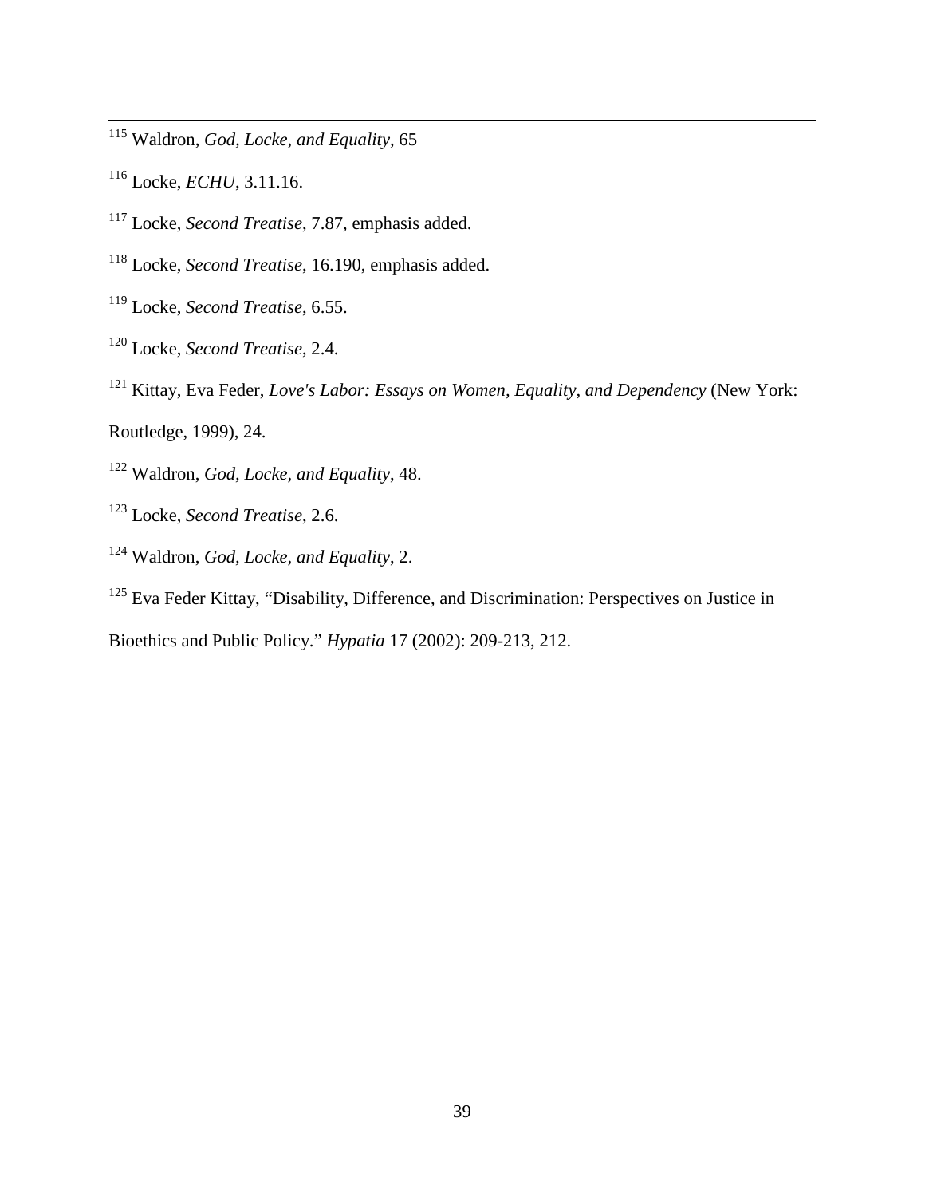[115] Waldron, *God, Locke, and Equality*, 65

[116] Locke, *ECHU*, 3.11.16.

[117] Locke, *Second Treatise*, 7.87, emphasis added.

[118] Locke, *Second Treatise*, 16.190, emphasis added.

[119] Locke, *Second Treatise*, 6.55.

[120] Locke, *Second Treatise*, 2.4.

[121] Kittay, Eva Feder, *Love's Labor: Essays on Women, Equality, and Dependency* (New York: Routledge, 1999), 24.

[122] Waldron, *God, Locke, and Equality*, 48.

[123] Locke, *Second Treatise*, 2.6.

[124] Waldron, *God, Locke, and Equality*, 2.

[125] Eva Feder Kittay, "Disability, Difference, and Discrimination: Perspectives on Justice in Bioethics and Public Policy." *Hypatia* 17 (2002): 209-213, 212.